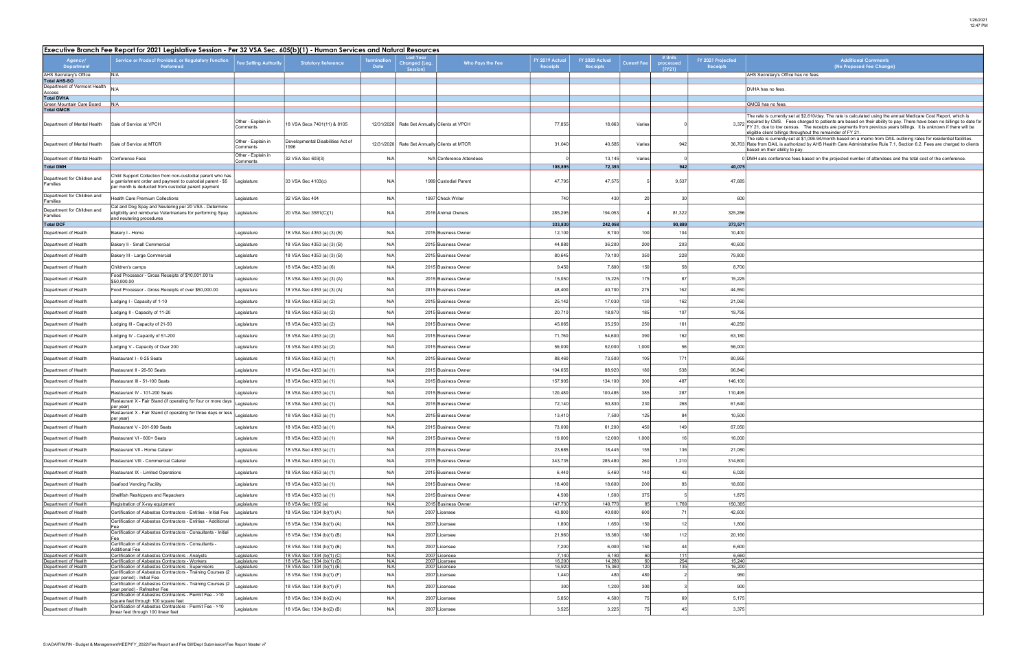# Executive Branch Fee Report for 2021 Legislative Session - Per 32 VSA Sec. 605(b)(1) - Human Services and Natural Resources

| Agency/ Department | Service or Product Provided, or Regulatory Function Performed | Fee Setting Authority | Statutory Reference | Termination Date | Last Year Changed (Leg. Session) | Who Pays the Fee | FY 2019 Actual Receipts | FY 2020 Actual Receipts | Current Fee | # Units processed (FY21) | FY 2021 Projected Receipts | Additional Comments (No Proposed Fee Change) |
|---|---|---|---|---|---|---|---|---|---|---|---|---|
| AHS Secretary's Office | N/A | | | | | | | | | | | AHS Secretary's Office has no fees. |
| **Total AHS-SO** | | | | | | | | | | | | |
| Department of Vermont Health Access | N/A | | | | | | | | | | | DVHA has no fees. |
| **Total DVHA** | | | | | | | | | | | | |
| Green Mountain Care Board | N/A | | | | | | | | | | | GMCB has no fees. |
| **Total GMCB** | | | | | | | | | | | | |
| Department of Mental Health | Sale of Service at VPCH | Other - Explain in Comments | 18 VSA Secs 7401(11) & 8105 | 12/31/2020 | Rate Set Annually | Clients at VPCH | 77,855 | 18,663 | Varies | 0 | 3,372 | The rate is currently set at $2,610/day. The rate is calculated using the annual Medicare Cost Report, which is required by CMS. Fees charged to patients are based on their ability to pay. There have been no billings to date for FY 21, due to low census. The receipts are payments from previous years billings. It is unknown if there will be eligible client billings throughout the remainder of FY 21. |
| Department of Mental Health | Sale of Service at MTCR | Other - Explain in Comments | Developmental Disabilities Act of 1996 | 12/31/2020 | Rate Set Annually | Clients at MTCR | 31,040 | 40,585 | Varies | 942 | 36,703 | The rate is currently set at $1,006.94/month based on a memo from DAIL outlining rates for residential facilities. Rate from DAIL is authorized by AHS Health Care Administrative Rule 7.1, Section 6.2. Fees are charged to clients based on their ability to pay. |
| Department of Mental Health | Conference Fees | Other - Explain in Comments | 32 VSA Sec 603(3) | N/A | N/A | Conference Attendees | 0 | 13,145 | Varies | 0 | 0 | DMH sets conference fees based on the projected number of attendees and the total cost of the conference. |
| **Total DMH** | | | | | | | 108,895 | 72,393 | | 942 | 40,075 | |
| Department for Children and Families | Child Support Collection from non-custodial parent who has a garnishment order and payment to custodial parent - $5 per month is deducted from custodial parent payment | Legislature | 33 VSA Sec 4103(c) | N/A | 1989 | Custodial Parent | 47,795 | 47,575 | 5 | 9,537 | 47,685 | |
| Department for Children and Families | Health Care Premium Collections | Legislature | 32 VSA Sec 404 | N/A | 1997 | Check Writer | 740 | 430 | 20 | 30 | 600 | |
| Department for Children and Families | Cat and Dog Spay and Neutering per 20 VSA - Determine eligibility and reimburse Veterinarians for performing Spay and neutering procedures | Legislature | 20 VSA Sec 3581(C)(1) | N/A | 2016 | Animal Owners | 285,295 | 194,053 | 4 | 81,322 | 325,286 | |
| **Total DCF** | | | | | | | 333,830 | 242,058 | | 90,889 | 373,571 | |
| Department of Health | Bakery I - Home | Legislature | 18 VSA Sec 4353 (a) (3) (B) | N/A | 2015 | Business Owner | 12,100 | 8,700 | 100 | 104 | 10,400 | |
| Department of Health | Bakery II - Small Commercial | Legislature | 18 VSA Sec 4353 (a) (3) (B) | N/A | 2015 | Business Owner | 44,880 | 36,200 | 200 | 203 | 40,600 | |
| Department of Health | Bakery III - Large Commercial | Legislature | 18 VSA Sec 4353 (a) (3) (B) | N/A | 2015 | Business Owner | 80,645 | 79,100 | 350 | 228 | 79,800 | |
| Department of Health | Children's camps | Legislature | 18 VSA Sec 4353 (a) (6) | N/A | 2015 | Business Owner | 9,450 | 7,800 | 150 | 58 | 8,700 | |
| Department of Health | Food Processor - Gross Receipts of $10,001.00 to $50,000.00 | Legislature | 18 VSA Sec 4353 (a) (3) (A) | N/A | 2015 | Business Owner | 15,050 | 15,225 | 175 | 87 | 15,225 | |
| Department of Health | Food Processor - Gross Receipts of over $50,000.00 | Legislature | 18 VSA Sec 4353 (a) (3) (A) | N/A | 2015 | Business Owner | 48,400 | 40,700 | 275 | 162 | 44,550 | |
| Department of Health | Lodging I - Capacity of 1-10 | Legislature | 18 VSA Sec 4353 (a) (2) | N/A | 2015 | Business Owner | 25,142 | 17,030 | 130 | 162 | 21,060 | |
| Department of Health | Lodging II - Capacity of 11-20 | Legislature | 18 VSA Sec 4353 (a) (2) | N/A | 2015 | Business Owner | 20,710 | 18,870 | 185 | 107 | 19,795 | |
| Department of Health | Lodging III - Capacity of 21-50 | Legislature | 18 VSA Sec 4353 (a) (2) | N/A | 2015 | Business Owner | 45,065 | 35,250 | 250 | 161 | 40,250 | |
| Department of Health | Lodging IV - Capacity of 51-200 | Legislature | 18 VSA Sec 4353 (a) (2) | N/A | 2015 | Business Owner | 71,760 | 54,600 | 390 | 162 | 63,180 | |
| Department of Health | Lodging V - Capacity of Over 200 | Legislature | 18 VSA Sec 4353 (a) (2) | N/A | 2015 | Business Owner | 59,000 | 52,000 | 1,000 | 56 | 56,000 | |
| Department of Health | Restaurant I - 0-25 Seats | Legislature | 18 VSA Sec 4353 (a) (1) | N/A | 2015 | Business Owner | 88,460 | 73,500 | 105 | 771 | 80,955 | |
| Department of Health | Restaurant II - 26-50 Seats | Legislature | 18 VSA Sec 4353 (a) (1) | N/A | 2015 | Business Owner | 104,655 | 88,920 | 180 | 538 | 96,840 | |
| Department of Health | Restaurant III - 51-100 Seats | Legislature | 18 VSA Sec 4353 (a) (1) | N/A | 2015 | Business Owner | 157,905 | 134,100 | 300 | 487 | 146,100 | |
| Department of Health | Restaurant IV - 101-200 Seats | Legislature | 18 VSA Sec 4353 (a) (1) | N/A | 2015 | Business Owner | 120,480 | 100,485 | 385 | 287 | 110,495 | |
| Department of Health | Restaurant X - Fair Stand (if operating for four or more days per year) | Legislature | 18 VSA Sec 4353 (a) (1) | N/A | 2015 | Business Owner | 72,140 | 50,830 | 230 | 268 | 61,640 | |
| Department of Health | Restaurant X - Fair Stand (if operating for three days or less per year) | Legislature | 18 VSA Sec 4353 (a) (1) | N/A | 2015 | Business Owner | 13,410 | 7,500 | 125 | 84 | 10,500 | |
| Department of Health | Restaurant V - 201-599 Seats | Legislature | 18 VSA Sec 4353 (a) (1) | N/A | 2015 | Business Owner | 73,000 | 61,200 | 450 | 149 | 67,050 | |
| Department of Health | Restaurant VI - 600+ Seats | Legislature | 18 VSA Sec 4353 (a) (1) | N/A | 2015 | Business Owner | 19,000 | 12,000 | 1,000 | 16 | 16,000 | |
| Department of Health | Restaurant VII - Home Caterer | Legislature | 18 VSA Sec 4353 (a) (1) | N/A | 2015 | Business Owner | 23,685 | 18,445 | 155 | 136 | 21,080 | |
| Department of Health | Restaurant VIII - Commercial Caterer | Legislature | 18 VSA Sec 4353 (a) (1) | N/A | 2015 | Business Owner | 343,735 | 285,480 | 260 | 1,210 | 314,600 | |
| Department of Health | Restaurant IX - Limited Operations | Legislature | 18 VSA Sec 4353 (a) (1) | N/A | 2015 | Business Owner | 6,440 | 5,460 | 140 | 43 | 6,020 | |
| Department of Health | Seafood Vending Facility | Legislature | 18 VSA Sec 4353 (a) (1) | N/A | 2015 | Business Owner | 18,400 | 18,600 | 200 | 93 | 18,600 | |
| Department of Health | Shellfish Reshippers and Repackers | Legislature | 18 VSA Sec 4353 (a) (1) | N/A | 2015 | Business Owner | 4,500 | 1,500 | 375 | 5 | 1,875 | |
| Department of Health | Registration of X-ray equipment | Legislature | 18 VSA Sec 1652 (e) | N/A | 2015 | Business Owner | 147,730 | 149,770 | 85 | 1,769 | 150,365 | |
| Department of Health | Certification of Asbestos Contractors - Entities - Initial Fee | Legislature | 18 VSA Sec 1334 (b)(1) (A) | N/A | 2007 | Licensee | 43,800 | 40,800 | 600 | 71 | 42,600 | |
| Department of Health | Certification of Asbestos Contractors - Entities - Additional Fee | Legislature | 18 VSA Sec 1334 (b)(1) (A) | N/A | 2007 | Licensee | 1,800 | 1,650 | 150 | 12 | 1,800 | |
| Department of Health | Certification of Asbestos Contractors - Consultants - Initial Fee | Legislature | 18 VSA Sec 1334 (b)(1) (B) | N/A | 2007 | Licensee | 21,960 | 18,360 | 180 | 112 | 20,160 | |
| Department of Health | Certification of Asbestos Contractors - Consultants - Additional Fee | Legislature | 18 VSA Sec 1334 (b)(1) (B) | N/A | 2007 | Licensee | 7,200 | 6,000 | 150 | 44 | 6,600 | |
| Department of Health | Certification of Asbestos Contractors - Analysts | Legislature | 18 VSA Sec 1334 (b)(1) (C) | N/A | 2007 | Licensee | 7,140 | 6,180 | 60 | 111 | 6,660 | |
| Department of Health | Certification of Asbestos Contractors - Workers | Legislature | 18 VSA Sec 1334 (b)(1) (D) | N/A | 2007 | Licensee | 16,200 | 14,280 | 60 | 254 | 15,240 | |
| Department of Health | Certification of Asbestos Contractors - Supervisors | Legislature | 18 VSA Sec 1334 (b)(1) (E) | N/A | 2007 | Licensee | 16,920 | 15,360 | 120 | 135 | 16,200 | |
| Department of Health | Certification of Asbestos Contractors - Training Courses (2 year period) - Initial Fee | Legislature | 18 VSA Sec 1334 (b)(1) (F) | N/A | 2007 | Licensee | 1,440 | 480 | 480 | 2 | 960 | |
| Department of Health | Certification of Asbestos Contractors - Training Courses (2 year period) - Refresher Fee | Legislature | 18 VSA Sec 1334 (b)(1) (F) | N/A | 2007 | Licensee | 300 | 1,200 | 300 | 3 | 900 | |
| Department of Health | Certification of Asbestos Contractors - Permit Fee - >10 square feet through 100 square feet | Legislature | 18 VSA Sec 1334 (b)(2) (A) | N/A | 2007 | Licensee | 5,850 | 4,500 | 75 | 69 | 5,175 | |
| Department of Health | Certification of Asbestos Contractors - Permit Fee - >10 linear feet through 100 linear feet | Legislature | 18 VSA Sec 1334 (b)(2) (B) | N/A | 2007 | Licensee | 3,525 | 3,225 | 75 | 45 | 3,375 | |

S:\AOA\FIN\FIN - Budget & Management\KEEP\FY_2022\Fee Report and Fee Bill\Dept Submission\Fee Report Master v7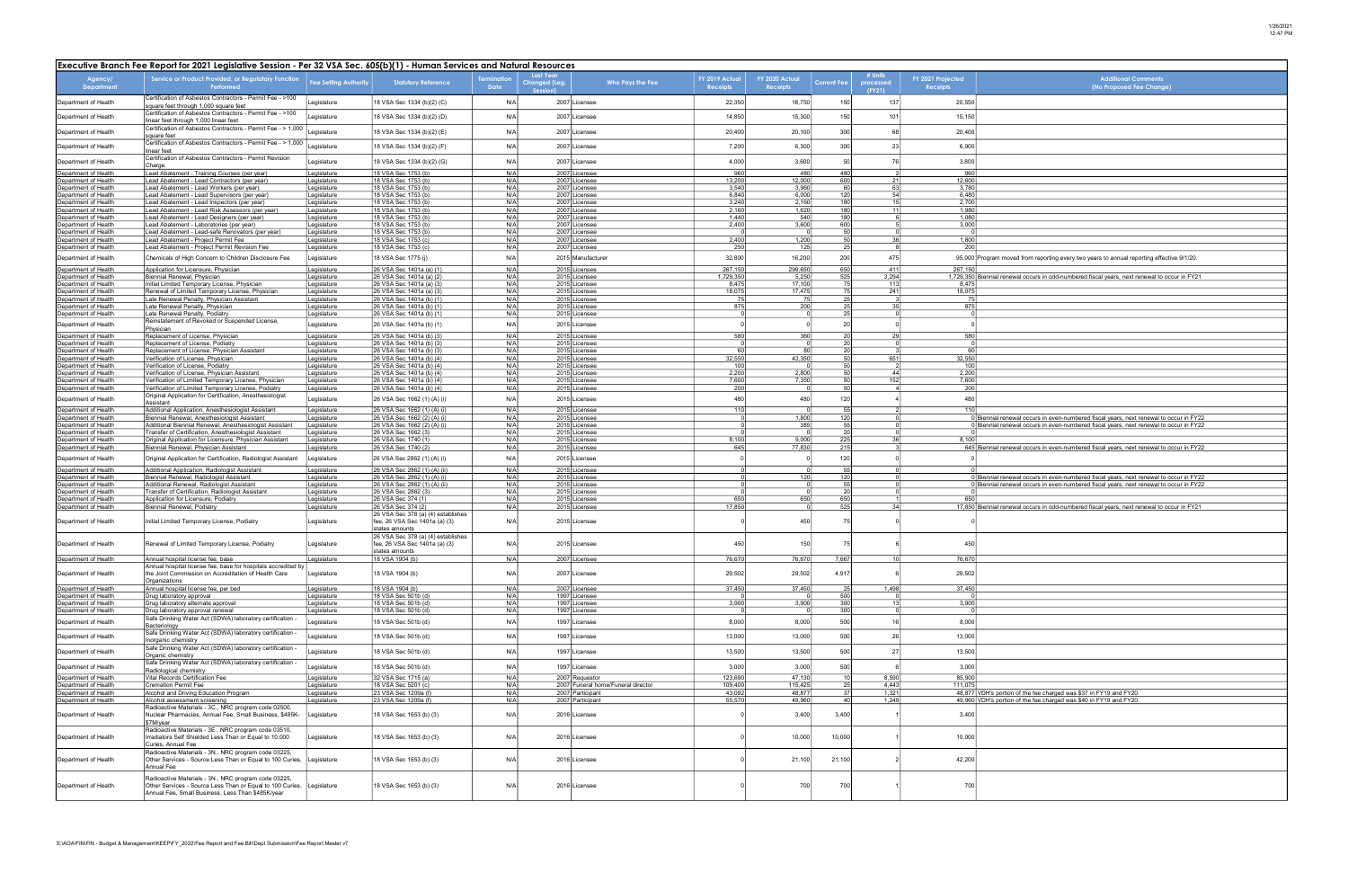# Executive Branch Fee Report for 2021 Legislative Session - Per 32 VSA Sec. 605(b)(1) - Human Services and Natural Resources

| Agency/ Department | Service or Product Provided, or Regulatory Function Performed | Fee Setting Authority | Statutory Reference | Termination Date | Last Year Changed (Leg. Session) | Who Pays the Fee | FY 2019 Actual Receipts | FY 2020 Actual Receipts | Current Fee | # Units processed (FY21) | FY 2021 Projected Receipts | Additional Comments (No Proposed Fee Change) |
|---|---|---|---|---|---|---|---|---|---|---|---|---|
| Department of Health | Certification of Asbestos Contractors - Permit Fee - >100 square feet through 1,000 square feet | Legislature | 18 VSA Sec 1334 (b)(2) (C) | N/A | 2007 | Licensee | 22,350 | 18,750 | 150 | 137 | 20,550 | |
| Department of Health | Certification of Asbestos Contractors - Permit Fee - >100 linear feet through 1,000 linear feet | Legislature | 18 VSA Sec 1334 (b)(2) (D) | N/A | 2007 | Licensee | 14,850 | 15,300 | 150 | 101 | 15,150 | |
| Department of Health | Certification of Asbestos Contractors - Permit Fee - > 1,000 square feet | Legislature | 18 VSA Sec 1334 (b)(2) (E) | N/A | 2007 | Licensee | 20,400 | 20,100 | 300 | 68 | 20,400 | |
| Department of Health | Certification of Asbestos Contractors - Permit Fee - > 1,000 linear feet | Legislature | 18 VSA Sec 1334 (b)(2) (F) | N/A | 2007 | Licensee | 7,200 | 6,300 | 300 | 23 | 6,900 | |
| Department of Health | Certification of Asbestos Contractors - Permit Revision Charge | Legislature | 18 VSA Sec 1334 (b)(2) (G) | N/A | 2007 | Licensee | 4,000 | 3,600 | 50 | 76 | 3,800 | |
| Department of Health | Lead Abatement - Training Courses (per year) | Legislature | 18 VSA Sec 1753 (b) | N/A | 2007 | Licensee | 960 | 480 | 480 | 2 | 960 | |
| Department of Health | Lead Abatement - Lead Contractors (per year) | Legislature | 18 VSA Sec 1753 (b) | N/A | 2007 | Licensee | 13,200 | 12,000 | 600 | 21 | 12,600 | |
| Department of Health | Lead Abatement - Lead Workers (per year) | Legislature | 18 VSA Sec 1753 (b) | N/A | 2007 | Licensee | 3,540 | 3,960 | 60 | 63 | 3,780 | |
| Department of Health | Lead Abatement - Lead Supervisors (per year) | Legislature | 18 VSA Sec 1753 (b) | N/A | 2007 | Licensee | 6,840 | 6,000 | 120 | 54 | 6,480 | |
| Department of Health | Lead Abatement - Lead Inspectors (per year) | Legislature | 18 VSA Sec 1753 (b) | N/A | 2007 | Licensee | 3,240 | 2,160 | 180 | 15 | 2,700 | |
| Department of Health | Lead Abatement - Lead Risk Assessors (per year) | Legislature | 18 VSA Sec 1753 (b) | N/A | 2007 | Licensee | 2,160 | 1,620 | 180 | 11 | 1,980 | |
| Department of Health | Lead Abatement - Lead Designers (per year) | Legislature | 18 VSA Sec 1753 (b) | N/A | 2007 | Licensee | 1,440 | 540 | 180 | 6 | 1,080 | |
| Department of Health | Lead Abatement - Laboratories (per year) | Legislature | 18 VSA Sec 1753 (b) | N/A | 2007 | Licensee | 2,400 | 3,600 | 600 | 5 | 3,000 | |
| Department of Health | Lead Abatement - Lead-safe Renovators (per year) | Legislature | 18 VSA Sec 1753 (b) | N/A | 2007 | Licensee | 0 | 0 | 50 | 0 | 0 | |
| Department of Health | Lead Abatement - Project Permit Fee | Legislature | 18 VSA Sec 1753 (c) | N/A | 2007 | Licensee | 2,400 | 1,200 | 50 | 36 | 1,800 | |
| Department of Health | Lead Abatement - Project Permit Revision Fee | Legislature | 18 VSA Sec 1753 (c) | N/A | 2007 | Licensee | 250 | 125 | 25 | 8 | 200 | |
| Department of Health | Chemicals of High Concern to Children Disclosure Fee | Legislature | 18 VSA Sec 1775 (j) | N/A | 2015 | Manufacturer | 32,800 | 16,200 | 200 | 475 | 95,000 | Program moved from reporting every two years to annual reporting effective 9/1/20. |
| Department of Health | Application for Licensure, Physician | Legislature | 26 VSA Sec 1401a (a) (1) | N/A | 2015 | Licensee | 267,150 | 299,650 | 650 | 411 | 267,150 | |
| Department of Health | Biennial Renewal, Physician | Legislature | 26 VSA Sec 1401a (a) (2) | N/A | 2015 | Licensee | 1,729,350 | 5,250 | 525 | 3,294 | 1,729,350 | Biennial renewal occurs in odd-numbered fiscal years, next renewal to occur in FY21 |
| Department of Health | Initial Limited Temporary License, Physician | Legislature | 26 VSA Sec 1401a (a) (3) | N/A | 2015 | Licensee | 8,475 | 17,100 | 75 | 113 | 8,475 | |
| Department of Health | Renewal of Limited Temporary License, Physician | Legislature | 26 VSA Sec 1401a (a) (3) | N/A | 2015 | Licensee | 18,075 | 17,475 | 75 | 241 | 18,075 | |
| Department of Health | Late Renewal Penalty, Physician Assistant | Legislature | 26 VSA Sec 1401a (b) (1) | N/A | 2015 | Licensee | 75 | 75 | 25 | 3 | 75 | |
| Department of Health | Late Renewal Penalty, Physician | Legislature | 26 VSA Sec 1401a (b) (1) | N/A | 2015 | Licensee | 875 | 200 | 25 | 35 | 875 | |
| Department of Health | Late Renewal Penalty, Podiatry | Legislature | 26 VSA Sec 1401a (b) (1) | N/A | 2015 | Licensee | 0 | 0 | 25 | 0 | 0 | |
| Department of Health | Reinstatement of Revoked or Suspended License, Physician | Legislature | 26 VSA Sec 1401a (b) (1) | N/A | 2015 | Licensee | 0 | 0 | 20 | 0 | 0 | |
| Department of Health | Replacement of License, Physician | Legislature | 26 VSA Sec 1401a (b) (3) | N/A | 2015 | Licensee | 580 | 360 | 20 | 29 | 580 | |
| Department of Health | Replacement of License, Podiatry | Legislature | 26 VSA Sec 1401a (b) (3) | N/A | 2015 | Licensee | 0 | 0 | 20 | 0 | 0 | |
| Department of Health | Replacement of License, Physician Assistant | Legislature | 26 VSA Sec 1401a (b) (3) | N/A | 2015 | Licensee | 60 | 80 | 20 | 3 | 60 | |
| Department of Health | Verification of License, Physician | Legislature | 26 VSA Sec 1401a (b) (4) | N/A | 2015 | Licensee | 32,550 | 43,350 | 50 | 651 | 32,550 | |
| Department of Health | Verification of License, Podiatry | Legislature | 26 VSA Sec 1401a (b) (4) | N/A | 2015 | Licensee | 100 | 0 | 50 | 2 | 100 | |
| Department of Health | Verification of License, Physician Assistant | Legislature | 26 VSA Sec 1401a (b) (4) | N/A | 2015 | Licensee | 2,200 | 2,800 | 50 | 44 | 2,200 | |
| Department of Health | Verification of Limited Temporary License, Physician | Legislature | 26 VSA Sec 1401a (b) (4) | N/A | 2015 | Licensee | 7,600 | 7,350 | 50 | 152 | 7,600 | |
| Department of Health | Verification of Limited Temporary License, Podiatry | Legislature | 26 VSA Sec 1401a (b) (4) | N/A | 2015 | Licensee | 200 | 0 | 50 | 4 | 200 | |
| Department of Health | Original Application for Certification, Anesthesiologist Assistant | Legislature | 26 VSA Sec 1662 (1) (A) (i) | N/A | 2015 | Licensee | 480 | 480 | 120 | 4 | 480 | |
| Department of Health | Additional Application, Anesthesiologist Assistant | Legislature | 26 VSA Sec 1662 (1) (A) (i) | N/A | 2015 | Licensee | 110 | 0 | 55 | 2 | 110 | |
| Department of Health | Biennial Renewal, Anesthesiologist Assistant | Legislature | 26 VSA Sec 1662 (2) (A) (i) | N/A | 2015 | Licensee | 0 | 1,800 | 120 | 0 | 0 | Biennial renewal occurs in even-numbered fiscal years, next renewal to occur in FY22 |
| Department of Health | Additional Biennial Renewal, Anesthesiologist Assistant | Legislature | 26 VSA Sec 1662 (2) (A) (i) | N/A | 2015 | Licensee | 0 | 385 | 55 | 0 | 0 | Biennial renewal occurs in even-numbered fiscal years, next renewal to occur in FY22 |
| Department of Health | Transfer of Certification, Anesthesiologist Assistant | Legislature | 26 VSA Sec 1662 (3) | N/A | 2015 | Licensee | 0 | 0 | 20 | 0 | 0 | |
| Department of Health | Original Application for Licensure, Physician Assistant | Legislature | 26 VSA Sec 1740 (1) | N/A | 2015 | Licensee | 8,100 | 9,000 | 225 | 36 | 8,100 | |
| Department of Health | Biennial Renewal, Physician Assistant | Legislature | 26 VSA Sec 1740 (2) | N/A | 2015 | Licensee | 645 | 77,830 | 215 | 3 | 645 | Biennial renewal occurs in even-numbered fiscal years, next renewal to occur in FY22 |
| Department of Health | Original Application for Certification, Radiologist Assistant | Legislature | 26 VSA Sec 2862 (1) (A) (i) | N/A | 2015 | Licensee | 0 | 0 | 120 | 0 | 0 | |
| Department of Health | Additional Application, Radiologist Assistant | Legislature | 26 VSA Sec 2862 (1) (A) (ii) | N/A | 2015 | Licensee | 0 | 0 | 55 | 0 | 0 | |
| Department of Health | Biennial Renewal, Radiologist Assistant | Legislature | 26 VSA Sec 2862 (1) (A) (i) | N/A | 2015 | Licensee | 0 | 120 | 120 | 0 | 0 | Biennial renewal occurs in even-numbered fiscal years, next renewal to occur in FY22 |
| Department of Health | Additional Renewal, Radiologist Assistant | Legislature | 26 VSA Sec 2862 (1) (A) (ii) | N/A | 2015 | Licensee | 0 | 0 | 55 | 0 | 0 | Biennial renewal occurs in even-numbered fiscal years, next renewal to occur in FY22 |
| Department of Health | Transfer of Certification, Radiologist Assistant | Legislature | 26 VSA Sec 2862 (3) | N/A | 2015 | Licensee | 0 | 0 | 20 | 0 | 0 | |
| Department of Health | Application for Licensure, Podiatry | Legislature | 26 VSA Sec 374 (1) | N/A | 2015 | Licensee | 650 | 650 | 650 | 1 | 650 | |
| Department of Health | Biennial Renewal, Podiatry | Legislature | 26 VSA Sec 374 (2) | N/A | 2015 | Licensee | 17,850 | 0 | 525 | 34 | 17,850 | Biennial renewal occurs in odd-numbered fiscal years, next renewal to occur in FY21 |
| Department of Health | Initial Limited Temporary License, Podiatry | Legislature | 26 VSA Sec 378 (a) (4) establishes fee, 26 VSA Sec 1401a (a) (3) states amounts | N/A | 2015 | Licensee | 0 | 450 | 75 | 0 | 0 | |
| Department of Health | Renewal of Limited Temporary License, Podiatry | Legislature | 26 VSA Sec 378 (a) (4) establishes fee, 26 VSA Sec 1401a (a) (3) states amounts | N/A | 2015 | Licensee | 450 | 150 | 75 | 6 | 450 | |
| Department of Health | Annual hospital license fee, base | Legislature | 18 VSA 1904 (b) | N/A | 2007 | Licensee | 76,670 | 76,670 | 7,667 | 10 | 76,670 | |
| Department of Health | Annual hospital license fee, base for hospitals accredited by the Joint Commission on Accreditation of Health Care Organizations | Legislature | 18 VSA 1904 (b) | N/A | 2007 | Licensee | 29,502 | 29,502 | 4,917 | 6 | 29,502 | |
| Department of Health | Annual hospital license fee, per bed | Legislature | 18 VSA 1904 (b) | N/A | 2007 | Licensee | 37,450 | 37,450 | 25 | 1,498 | 37,450 | |
| Department of Health | Drug laboratory approval | Legislature | 18 VSA Sec 501b (d) | N/A | 1997 | Licensee | 0 | 0 | 500 | 0 | 0 | |
| Department of Health | Drug laboratory alternate approval | Legislature | 18 VSA Sec 501b (d) | N/A | 1997 | Licensee | 3,900 | 3,900 | 300 | 13 | 3,900 | |
| Department of Health | Drug laboratory approval renewal | Legislature | 18 VSA Sec 501b (d) | N/A | 1997 | Licensee | 0 | 0 | 300 | 0 | 0 | |
| Department of Health | Safe Drinking Water Act (SDWA) laboratory certification - Bacteriology | Legislature | 18 VSA Sec 501b (d) | N/A | 1997 | Licensee | 8,000 | 8,000 | 500 | 16 | 8,000 | |
| Department of Health | Safe Drinking Water Act (SDWA) laboratory certification - Inorganic chemistry | Legislature | 18 VSA Sec 501b (d) | N/A | 1997 | Licensee | 13,000 | 13,000 | 500 | 26 | 13,000 | |
| Department of Health | Safe Drinking Water Act (SDWA) laboratory certification - Organic chemistry | Legislature | 18 VSA Sec 501b (d) | N/A | 1997 | Licensee | 13,500 | 13,500 | 500 | 27 | 13,500 | |
| Department of Health | Safe Drinking Water Act (SDWA) laboratory certification - Radiological chemistry | Legislature | 18 VSA Sec 501b (d) | N/A | 1997 | Licensee | 3,000 | 3,000 | 500 | 6 | 3,000 | |
| Department of Health | Vital Records Certification Fee | Legislature | 32 VSA Sec 1715 (a) | N/A | 2007 | Requestor | 123,690 | 47,130 | 10 | 8,590 | 85,900 | |
| Department of Health | Cremation Permit Fee | Legislature | 18 VSA Sec 5201 (c) | N/A | 2007 | Funeral home/Funeral director | 109,400 | 115,425 | 25 | 4,443 | 111,075 | |
| Department of Health | Alcohol and Driving Education Program | Legislature | 23 VSA Sec 1209a (f) | N/A | 2007 | Participant | 43,092 | 48,877 | 37 | 1,321 | 48,877 | VDH's portion of the fee charged was $37 in FY19 and FY20. |
| Department of Health | Alcohol assessment screening | Legislature | 23 VSA Sec 1209a (f) | N/A | 2007 | Participant | 55,570 | 49,960 | 40 | 1,249 | 49,960 | VDH's portion of the fee charged was $40 in FY19 and FY20. |
| Department of Health | Radioactive Materials - 3C., NRC program code 02500, Nuclear Pharmacies, Annual Fee, Small Business, $485K-$7M/year | Legislature | 18 VSA Sec 1653 (b) (3) | N/A | 2016 | Licensee | 0 | 3,400 | 3,400 | 1 | 3,400 | |
| Department of Health | Radioactive Materials - 3E., NRC program code 03510, Irradiators Self Shielded Less Than or Equal to 10,000 Curies, Annual Fee | Legislature | 18 VSA Sec 1653 (b) (3) | N/A | 2016 | Licensee | 0 | 10,000 | 10,000 | 1 | 10,000 | |
| Department of Health | Radioactive Materials - 3N., NRC program code 03225, Other Services - Source Less Than or Equal to 100 Curies, Annual Fee | Legislature | 18 VSA Sec 1653 (b) (3) | N/A | 2016 | Licensee | 0 | 21,100 | 21,100 | 2 | 42,200 | |
| Department of Health | Radioactive Materials - 3N., NRC program code 03225, Other Services - Source Less Than or Equal to 100 Curies, Annual Fee, Small Business, Less Than $485K/year | Legislature | 18 VSA Sec 1653 (b) (3) | N/A | 2016 | Licensee | 0 | 700 | 700 | 1 | 700 | |

S:\AOA\FIN\FIN - Budget & Management\KEEP\FY_2022\Fee Report and Fee Bill\Dept Submission\Fee Report Master v7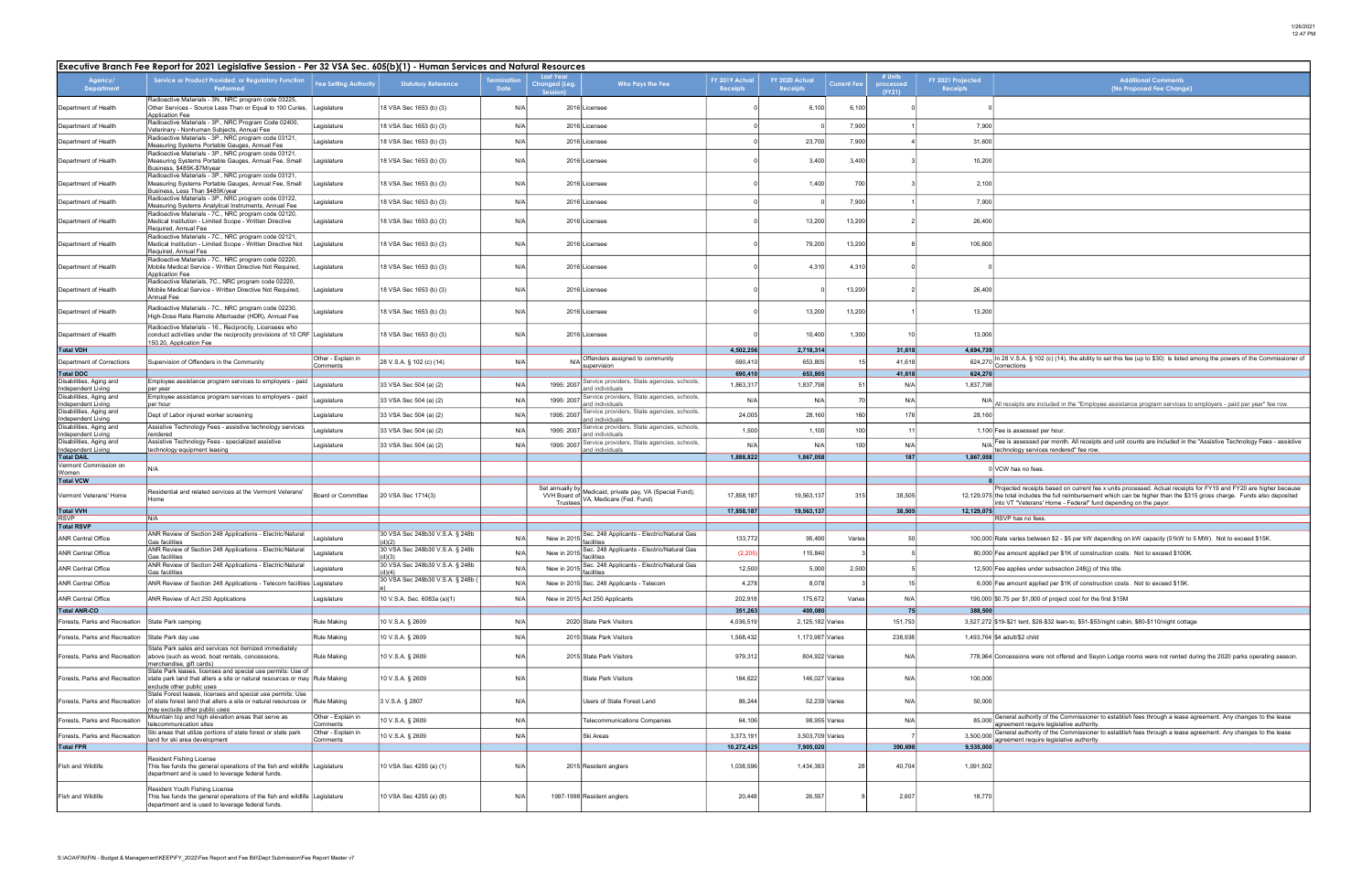## Executive Branch Fee Report for 2021 Legislative Session - Per 32 VSA Sec. 605(b)(1) - Human Services and Natural Resources

| Agency/ Department | Service or Product Provided, or Regulatory Function Performed | Fee Setting Authority | Statutory Reference | Termination Date | Last Year Changed (Leg. Session) | Who Pays the Fee | FY 2019 Actual Receipts | FY 2020 Actual Receipts | Current Fee | # Units processed (FY21) | FY 2021 Projected Receipts | Additional Comments (No Proposed Fee Change) |
|---|---|---|---|---|---|---|---|---|---|---|---|---|
| Department of Health | Radioactive Materials - 3N., NRC program code 03225, Other Services - Source Less Than or Equal to 100 Curies, Application Fee | Legislature | 18 VSA Sec 1653 (b) (3) | N/A | 2016 | Licensee | 0 | 6,100 | 6,100 | 0 | 0 | |
| Department of Health | Radioactive Materials - 3P., NRC Program Code 02400, Veterinary - Nonhuman Subjects, Annual Fee | Legislature | 18 VSA Sec 1653 (b) (3) | N/A | 2016 | Licensee | 0 | 0 | 7,900 | 1 | 7,900 | |
| Department of Health | Radioactive Materials - 3P., NRC program code 03121, Measuring Systems Portable Gauges, Annual Fee | Legislature | 18 VSA Sec 1653 (b) (3) | N/A | 2016 | Licensee | 0 | 23,700 | 7,900 | 4 | 31,600 | |
| Department of Health | Radioactive Materials - 3P., NRC program code 03121, Measuring Systems Portable Gauges, Annual Fee, Small Business, $485K-$7M/year | Legislature | 18 VSA Sec 1653 (b) (3) | N/A | 2016 | Licensee | 0 | 3,400 | 3,400 | 3 | 10,200 | |
| Department of Health | Radioactive Materials - 3P., NRC program code 03121, Measuring Systems Portable Gauges, Annual Fee, Small Business, Less Than $485K/year | Legislature | 18 VSA Sec 1653 (b) (3) | N/A | 2016 | Licensee | 0 | 1,400 | 700 | 3 | 2,100 | |
| Department of Health | Radioactive Materials - 3P., NRC program code 03122, Measuring Systems Analytical Instruments, Annual Fee | Legislature | 18 VSA Sec 1653 (b) (3) | N/A | 2016 | Licensee | 0 | 0 | 7,900 | 1 | 7,900 | |
| Department of Health | Radioactive Materials - 7C., NRC program code 02120, Medical Institution - Limited Scope - Written Directive Required, Annual Fee | Legislature | 18 VSA Sec 1653 (b) (3) | N/A | 2016 | Licensee | 0 | 13,200 | 13,200 | 2 | 26,400 | |
| Department of Health | Radioactive Materials - 7C., NRC program code 02121, Medical Institution - Limited Scope - Written Directive Not Required, Annual Fee | Legislature | 18 VSA Sec 1653 (b) (3) | N/A | 2016 | Licensee | 0 | 79,200 | 13,200 | 8 | 105,600 | |
| Department of Health | Radioactive Materials - 7C., NRC program code 02220, Mobile Medical Service - Written Directive Required, Application Fee | Legislature | 18 VSA Sec 1653 (b) (3) | N/A | 2016 | Licensee | 0 | 4,310 | 4,310 | 0 | 0 | |
| Department of Health | Radioactive Materials, 7C., NRC program code 02220, Mobile Medical Service - Written Directive Not Required, Annual Fee | Legislature | 18 VSA Sec 1653 (b) (3) | N/A | 2016 | Licensee | 0 | 0 | 13,200 | 2 | 26,400 | |
| Department of Health | Radioactive Materials - 7C., NRC program code 02230, High-Dose Rate Remote Afterloader (HDR), Annual Fee | Legislature | 18 VSA Sec 1653 (b) (3) | N/A | 2016 | Licensee | 0 | 13,200 | 13,200 | 1 | 13,200 | |
| Department of Health | Radioactive Materials - 16., Reciprocity, Licensees who conduct activities under the reciprocity provisions of 10 CRF 150.20, Application Fee | Legislature | 18 VSA Sec 1653 (b) (3) | N/A | 2016 | Licensee | 0 | 10,400 | 1,300 | 10 | 13,000 | |
| **Total VDH** | | | | | | | 4,502,256 | 2,718,314 | | 31,618 | 4,694,739 | |
| Department of Corrections | Supervision of Offenders in the Community | Other - Explain in Comments | 28 V.S.A. § 102 (c) (14) | N/A | N/A | Offenders assigned to community supervision | 690,410 | 653,805 | 15 | 41,618 | 624,270 | In 28 V.S.A. § 102 (c) (14), the ability to set this fee (up to $30) is listed among the powers of the Commissioner of Corrections |
| **Total DOC** | | | | | | | 690,410 | 653,805 | | 41,618 | 624,270 | |
| Disabilities, Aging and Independent Living | Employee assistance program services to employers - paid per year | Legislature | 33 VSA Sec 504 (a) (2) | N/A | 1995: 2007 | Service providers, State agencies, schools, and individuals | 1,863,317 | 1,837,798 | 51 | N/A | 1,837,798 | |
| Disabilities, Aging and Independent Living | Employee assistance program services to employers - paid per hour | Legislature | 33 VSA Sec 504 (a) (2) | N/A | 1995: 2007 | Service providers, State agencies, schools, and individuals | N/A | N/A | 70 | N/A | N/A | All receipts are included in the "Employee assistance program services to employers - paid per year" fee row. |
| Disabilities, Aging and Independent Living | Dept of Labor injured worker screening | Legislature | 33 VSA Sec 504 (a) (2) | N/A | 1995: 2007 | Service providers, State agencies, schools, and individuals | 24,005 | 28,160 | 160 | 176 | 28,160 | |
| Disabilities, Aging and Independent Living | Assistive Technology Fees - assistive technology services rendered | Legislature | 33 VSA Sec 504 (a) (2) | N/A | 1995: 2007 | Service providers, State agencies, schools, and individuals | 1,500 | 1,100 | 100 | 11 | 1,100 | Fee is assessed per hour. |
| Disabilities, Aging and Independent Living | Assistive Technology Fees - specialized assistive technology equipment leasing | Legislature | 33 VSA Sec 504 (a) (2) | N/A | 1995: 2007 | Service providers, State agencies, schools, and individuals | N/A | N/A | 100 | N/A | N/A | Fee is assessed per month. All receipts and unit counts are included in the "Assistive Technology Fees - assistive technology services rendered" fee row. |
| **Total DAIL** | | | | | | | 1,888,822 | 1,867,058 | | 187 | 1,867,058 | |
| Vermont Commission on Women | N/A | | | | | | | | | | 0 | VCW has no fees. |
| **Total VCW** | | | | | | | | | | | 0 | |
| Vermont Veterans' Home | Residential and related services at the Vermont Veterans' Home | Board or Committee | 20 VSA Sec 1714(3) | | Set annually by VVH Board of Trustees | Medicaid, private pay, VA (Special Fund); VA, Medicare (Fed. Fund) | 17,858,187 | 19,563,137 | 315 | 38,505 | 12,129,075 | Projected receipts based on current fee x units processed. Actual receipts for FY19 and FY20 are higher because the total includes the full reimbursement which can be higher than the $315 gross charge. Funds also deposited into VT "Veterans' Home - Federal" fund depending on the payor. |
| **Total VVH** | | | | | | | 17,858,187 | 19,563,137 | | 38,505 | 12,129,075 | |
| RSVP | N/A | | | | | | | | | | | RSVP has no fees. |
| **Total RSVP** | | | | | | | | | | | | |
| ANR Central Office | ANR Review of Section 248 Applications - Electric/Natural Gas facilities | Legislature | 30 VSA Sec 248b30 V.S.A. § 248b (d)(2) | N/A | New in 2015 | Sec. 248 Applicants - Electric/Natural Gas facilities | 133,772 | 95,490 | Varies | 50 | 100,000 | Rate varies between $2 - $5 per kW depending on kW capacity (51kW to 5 MW). Not to exceed $15K. |
| ANR Central Office | ANR Review of Section 248 Applications - Electric/Natural Gas facilities | Legislature | 30 VSA Sec 248b30 V.S.A. § 248b (d)(3) | N/A | New in 2015 | Sec. 248 Applicants - Electric/Natural Gas facilities | (2,205) | 115,840 | 3 | 5 | 80,000 | Fee amount applied per $1K of construction costs. Not to exceed $100K. |
| ANR Central Office | ANR Review of Section 248 Applications - Electric/Natural Gas facilities | Legislature | 30 VSA Sec 248b30 V.S.A. § 248b (d)(4) | N/A | New in 2015 | Sec. 248 Applicants - Electric/Natural Gas facilities | 12,500 | 5,000 | 2,500 | 5 | 12,500 | Fee applies under subsection 248(j) of this title. |
| ANR Central Office | ANR Review of Section 248 Applications - Telecom facilities | Legislature | 30 VSA Sec 248b30 V.S.A. § 248b (e) | N/A | New in 2015 | Sec. 248 Applicants - Telecom | 4,278 | 8,078 | 3 | 15 | 6,000 | Fee amount applied per $1K of construction costs. Not to exceed $15K. |
| ANR Central Office | ANR Review of Act 250 Applications | Legislature | 10 V.S.A. Sec. 6083a (a)(1) | N/A | New in 2015 | Act 250 Applicants | 202,918 | 175,672 | Varies | N/A | 190,000 | $0.75 per $1,000 of project cost for the first $15M |
| **Total ANR-CO** | | | | | | | 351,263 | 400,080 | | 75 | 388,500 | |
| Forests, Parks and Recreation | State Park camping | Rule Making | 10 V.S.A. § 2609 | N/A | 2020 | State Park Visitors | 4,036,519 | 2,125,182 | Varies | 151,753 | 3,527,272 | $19-$21 tent, $28-$32 lean-to, $51-$53/night cabin, $80-$110/night cottage |
| Forests, Parks and Recreation | State Park day use | Rule Making | 10 V.S.A. § 2609 | N/A | 2015 | State Park Visitors | 1,568,432 | 1,173,987 | Varies | 238,938 | 1,493,764 | $4 adult/$2 child |
| Forests, Parks and Recreation | State Park sales and services not itemized immediately above (such as wood, boat rentals, concessions, merchandise, gift cards) | Rule Making | 10 V.S.A. § 2609 | N/A | 2015 | State Park Visitors | 979,312 | 804,922 | Varies | N/A | 778,964 | Concessions were not offered and Seyon Lodge rooms were not rented during the 2020 parks operating season. |
| Forests, Parks and Recreation | State Park leases, licenses and special use permits: Use of state park land that alters a site or natural resources or may exclude other public uses | Rule Making | 10 V.S.A. § 2609 | N/A | | State Park Visitors | 164,622 | 146,027 | Varies | N/A | 100,000 | |
| Forests, Parks and Recreation | State Forest leases, licenses and special use permits: Use of state forest land that alters a site or natural resources or may exclude other public uses | Rule Making | 3 V.S.A. § 2807 | N/A | | Users of State Forest Land | 86,244 | 52,239 | Varies | N/A | 50,000 | |
| Forests, Parks and Recreation | Mountain top and high elevation areas that serve as telecommunication sites | Other - Explain in Comments | 10 V.S.A. § 2609 | N/A | | Telecommunications Companies | 64,106 | 98,955 | Varies | N/A | 85,000 | General authority of the Commissioner to establish fees through a lease agreement. Any changes to the lease agreement require legislative authority. |
| Forests, Parks and Recreation | Ski areas that utilize portions of state forest or state park land for ski area development | Other - Explain in Comments | 10 V.S.A. § 2609 | N/A | | Ski Areas | 3,373,191 | 3,503,709 | Varies | 7 | 3,500,000 | General authority of the Commissioner to establish fees through a lease agreement. Any changes to the lease agreement require legislative authority. |
| **Total FPR** | | | | | | | 10,272,425 | 7,905,020 | | 390,698 | 9,535,000 | |
| Fish and Wildlife | Resident Fishing License<br>This fee funds the general operations of the fish and wildlife department and is used to leverage federal funds. | Legislature | 10 VSA Sec 4255 (a) (1) | N/A | 2015 | Resident anglers | 1,038,596 | 1,434,393 | 28 | 40,704 | 1,091,502 | |
| Fish and Wildlife | Resident Youth Fishing License<br>This fee funds the general operations of the fish and wildlife department and is used to leverage federal funds. | Legislature | 10 VSA Sec 4255 (a) (8) | N/A | 1997-1998 | Resident anglers | 20,448 | 26,557 | 8 | 2,607 | 18,770 | |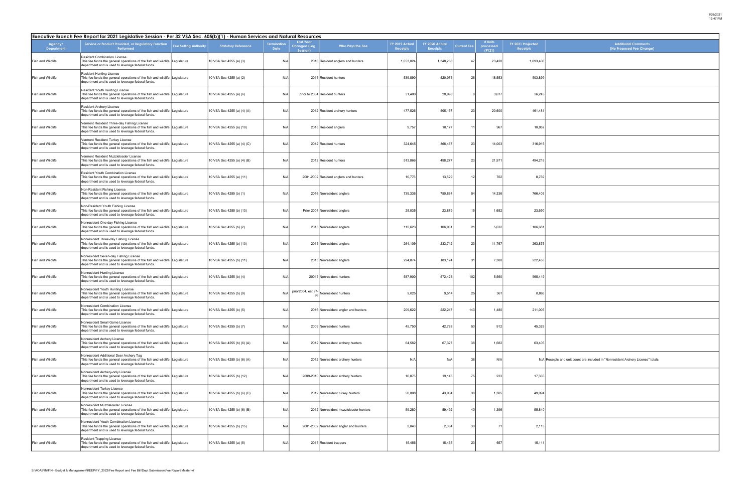## Executive Branch Fee Report for 2021 Legislative Session - Per 32 VSA Sec. 605(b)(1) - Human Services and Natural Resources

| Agency/ Department | Service or Product Provided, or Regulatory Function Performed | Fee Setting Authority | Statutory Reference | Termination Date | Last Year Changed (Leg. Session) | Who Pays the Fee | FY 2019 Actual Receipts | FY 2020 Actual Receipts | Current Fee | # Units processed (FY21) | FY 2021 Projected Receipts | Additional Comments (No Proposed Fee Change) |
|---|---|---|---|---|---|---|---|---|---|---|---|---|
| Fish and Wildlife | Resident Combination License This fee funds the general operations of the fish and wildlife department and is used to leverage federal funds. | Legislature | 10 VSA Sec 4255 (a) (3) | N/A | 2016 | Resident anglers and hunters | 1,053,024 | 1,348,288 | 47 | 23,428 | 1,093,408 | |
| Fish and Wildlife | Resident Hunting License This fee funds the general operations of the fish and wildlife department and is used to leverage federal funds. | Legislature | 10 VSA Sec 4255 (a) (2) | N/A | 2015 | Resident hunters | 539,890 | 520,075 | 28 | 18,553 | 503,899 | |
| Fish and Wildlife | Resident Youth Hunting License This fee funds the general operations of the fish and wildlife department and is used to leverage federal funds. | Legislature | 10 VSA Sec 4255 (a) (6) | N/A | prior to 2004 | Resident hunters | 31,400 | 28,998 | 8 | 3,617 | 26,245 | |
| Fish and Wildlife | Resident Archery License This fee funds the general operations of the fish and wildlife department and is used to leverage federal funds. | Legislature | 10 VSA Sec 4255 (a) (4) (A) | N/A | 2012 | Resident archery hunters | 477,526 | 505,157 | 23 | 20,600 | 461,481 | |
| Fish and Wildlife | Vermont Resident Three-day Fishing License This fee funds the general operations of the fish and wildlife department and is used to leverage federal funds. | Legislature | 10 VSA Sec 4255 (a) (10) | N/A | 2015 | Resident anglers | 9,757 | 10,177 | 11 | 967 | 10,052 | |
| Fish and Wildlife | Vermont Resident Turkey License This fee funds the general operations of the fish and wildlife department and is used to leverage federal funds. | Legislature | 10 VSA Sec 4255 (a) (4) (C) | N/A | 2012 | Resident hunters | 324,645 | 366,467 | 23 | 14,003 | 316,916 | |
| Fish and Wildlife | Vermont Resident Muzzleloader License This fee funds the general operations of the fish and wildlife department and is used to leverage federal funds. | Legislature | 10 VSA Sec 4255 (a) (4) (B) | N/A | 2012 | Resident hunters | 513,866 | 498,277 | 23 | 21,971 | 494,216 | |
| Fish and Wildlife | Resident Youth Combination License This fee funds the general operations of the fish and wildlife department and is used to leverage federal funds. | Legislature | 10 VSA Sec 4255 (a) (11) | N/A | 2001-2002 | Resident anglers and hunters | 10,776 | 13,529 | 12 | 762 | 8,769 | |
| Fish and Wildlife | Non-Resident Fishing License This fee funds the general operations of the fish and wildlife department and is used to leverage federal funds. | Legislature | 10 VSA Sec 4255 (b) (1) | N/A | 2016 | Nonresident anglers | 739,336 | 750,864 | 54 | 14,336 | 766,403 | |
| Fish and Wildlife | Non-Resident Youth Fishing License This fee funds the general operations of the fish and wildlife department and is used to leverage federal funds. | Legislature | 10 VSA Sec 4255 (b) (13) | N/A | Prior 2004 | Nonresident anglers | 25,035 | 23,879 | 15 | 1,652 | 23,690 | |
| Fish and Wildlife | Nonresident One-day Fishing License This fee funds the general operations of the fish and wildlife department and is used to leverage federal funds. | Legislature | 10 VSA Sec 4255 (b) (2) | N/A | 2015 | Nonresident anglers | 112,623 | 106,961 | 21 | 5,632 | 106,681 | |
| Fish and Wildlife | Nonresident Three-day Fishing License This fee funds the general operations of the fish and wildlife department and is used to leverage federal funds. | Legislature | 10 VSA Sec 4255 (b) (10) | N/A | 2015 | Nonresident anglers | 264,109 | 233,742 | 23 | 11,767 | 263,875 | |
| Fish and Wildlife | Nonresident Seven-day Fishing License This fee funds the general operations of the fish and wildlife department and is used to leverage federal funds. | Legislature | 10 VSA Sec 4255 (b) (11) | N/A | 2015 | Nonresident anglers | 224,874 | 183,124 | 31 | 7,300 | 222,453 | |
| Fish and Wildlife | Nonresident Hunting License This fee funds the general operations of the fish and wildlife department and is used to leverage federal funds. | Legislature | 10 VSA Sec 4255 (b) (4) | N/A | 2004? | Nonresident hunters | 587,900 | 572,423 | 102 | 5,560 | 565,419 | |
| Fish and Wildlife | Nonresident Youth Hunting License This fee funds the general operations of the fish and wildlife department and is used to leverage federal funds. | Legislature | 10 VSA Sec 4255 (b) (9) | N/A | prior2004, est 97-98 | Nonresident hunters | 9,025 | 9,514 | 25 | 361 | 8,863 | |
| Fish and Wildlife | Nonresident Combination License This fee funds the general operations of the fish and wildlife department and is used to leverage federal funds. | Legislature | 10 VSA Sec 4255 (b) (5) | N/A | 2016 | Nonresident angler and hunters | 209,622 | 222,247 | 143 | 1,480 | 211,005 | |
| Fish and Wildlife | Nonresident Small Game License This fee funds the general operations of the fish and wildlife department and is used to leverage federal funds. | Legislature | 10 VSA Sec 4255 (b) (7) | N/A | 2009 | Nonresident hunters | 45,750 | 42,728 | 50 | 912 | 45,326 | |
| Fish and Wildlife | Nonresident Archery License This fee funds the general operations of the fish and wildlife department and is used to leverage federal funds. | Legislature | 10 VSA Sec 4255 (b) (6) (A) | N/A | 2012 | Nonresident archery hunters | 64,562 | 67,327 | 38 | 1,682 | 63,405 | |
| Fish and Wildlife | Nonresident Additional Deer Archery Tag This fee funds the general operations of the fish and wildlife department and is used to leverage federal funds. | Legislature | 10 VSA Sec 4255 (b) (6) (A) | N/A | 2012 | Nonresident archery hunters | N/A | N/A | 38 | N/A | N/A | Receipts and unit count are included in "Nonresident Archery License" totals |
| Fish and Wildlife | Nonresident Archery-only License This fee funds the general operations of the fish and wildlife department and is used to leverage federal funds. | Legislature | 10 VSA Sec 4255 (b) (12) | N/A | 2009-2010 | Nonresident archery hunters | 16,875 | 19,145 | 75 | 233 | 17,335 | |
| Fish and Wildlife | Nonresident Turkey License This fee funds the general operations of the fish and wildlife department and is used to leverage federal funds. | Legislature | 10 VSA Sec 4255 (b) (6) (C) | N/A | 2012 | Nonresident turkey hunters | 50,008 | 43,904 | 38 | 1,305 | 49,094 | |
| Fish and Wildlife | Nonresident Muzzleloader License This fee funds the general operations of the fish and wildlife department and is used to leverage federal funds. | Legislature | 10 VSA Sec 4255 (b) (6) (B) | N/A | 2012 | Nonresident muzzleloader hunters | 59,280 | 59,492 | 40 | 1,396 | 55,840 | |
| Fish and Wildlife | Nonresident Youth Combination License This fee funds the general operations of the fish and wildlife department and is used to leverage federal funds. | Legislature | 10 VSA Sec 4255 (b) (15) | N/A | 2001-2002 | Nonresident angler and hunters | 2,040 | 2,084 | 30 | 71 | 2,115 | |
| Fish and Wildlife | Resident Trapping License This fee funds the general operations of the fish and wildlife department and is used to leverage federal funds. | Legislature | 10 VSA Sec 4255 (a) (5) | N/A | 2015 | Resident trappers | 15,456 | 15,455 | 23 | 657 | 15,111 | |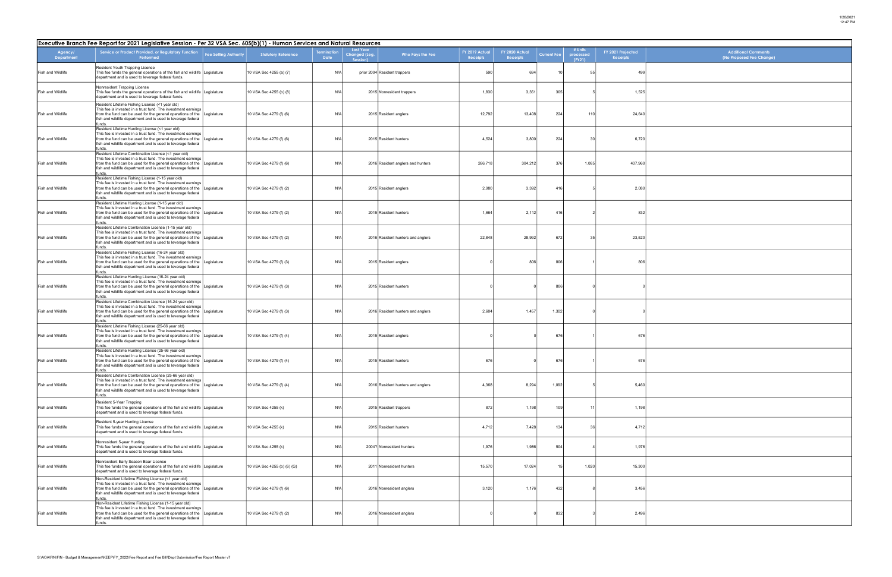## Executive Branch Fee Report for 2021 Legislative Session - Per 32 VSA Sec. 605(b)(1) - Human Services and Natural Resources

| Agency/ Department | Service or Product Provided, or Regulatory Function Performed | Fee Setting Authority | Statutory Reference | Termination Date | Last Year Changed (Leg. Session) | Who Pays the Fee | FY 2019 Actual Receipts | FY 2020 Actual Receipts | Current Fee | # Units processed (FY21) | FY 2021 Projected Receipts | Additional Comments (No Proposed Fee Change) |
|---|---|---|---|---|---|---|---|---|---|---|---|---|
| Fish and Wildlife | Resident Youth Trapping License This fee funds the general operations of the fish and wildlife department and is used to leverage federal funds. | Legislature | 10 VSA Sec 4255 (a) (7) | N/A | prior 2004 | Resident trappers | 590 | 694 | 10 | 55 | 499 | |
| Fish and Wildlife | Nonresident Trapping License This fee funds the general operations of the fish and wildlife department and is used to leverage federal funds. | Legislature | 10 VSA Sec 4255 (b) (8) | N/A | 2015 | Nonresident trappers | 1,830 | 3,351 | 305 | 5 | 1,525 | |
| Fish and Wildlife | Resident Lifetime Fishing License (<1 year old) This fee is invested in a trust fund. The investment earnings from the fund can be used for the general operations of the fish and wildlife department and is used to leverage federal funds. | Legislature | 10 VSA Sec 4279 (f) (6) | N/A | 2015 | Resident anglers | 12,792 | 13,408 | 224 | 110 | 24,640 | |
| Fish and Wildlife | Resident Lifetime Hunting License (<1 year old) This fee is invested in a trust fund. The investment earnings from the fund can be used for the general operations of the fish and wildlife department and is used to leverage federal funds. | Legislature | 10 VSA Sec 4279 (f) (6) | N/A | 2015 | Resident hunters | 4,524 | 3,800 | 224 | 30 | 6,720 | |
| Fish and Wildlife | Resident Lifetime Combination License (<1 year old) This fee is invested in a trust fund. The investment earnings from the fund can be used for the general operations of the fish and wildlife department and is used to leverage federal funds. | Legislature | 10 VSA Sec 4279 (f) (6) | N/A | 2016 | Resident anglers and hunters | 266,718 | 304,212 | 376 | 1,085 | 407,960 | |
| Fish and Wildlife | Resident Lifetime Fishing License (1-15 year old) This fee is invested in a trust fund. The investment earnings from the fund can be used for the general operations of the fish and wildlife department and is used to leverage federal funds. | Legislature | 10 VSA Sec 4279 (f) (2) | N/A | 2015 | Resident anglers | 2,080 | 3,392 | 416 | 5 | 2,080 | |
| Fish and Wildlife | Resident Lifetime Hunting License (1-15 year old) This fee is invested in a trust fund. The investment earnings from the fund can be used for the general operations of the fish and wildlife department and is used to leverage federal funds. | Legislature | 10 VSA Sec 4279 (f) (2) | N/A | 2015 | Resident hunters | 1,664 | 2,112 | 416 | 2 | 832 | |
| Fish and Wildlife | Resident Lifetime Combination License (1-15 year old) This fee is invested in a trust fund. The investment earnings from the fund can be used for the general operations of the fish and wildlife department and is used to leverage federal funds. | Legislature | 10 VSA Sec 4279 (f) (2) | N/A | 2016 | Resident hunters and anglers | 22,848 | 28,992 | 672 | 35 | 23,520 | |
| Fish and Wildlife | Resident Lifetime Fishing License (16-24 year old) This fee is invested in a trust fund. The investment earnings from the fund can be used for the general operations of the fish and wildlife department and is used to leverage federal funds. | Legislature | 10 VSA Sec 4279 (f) (3) | N/A | 2015 | Resident anglers | 0 | 806 | 806 | 1 | 806 | |
| Fish and Wildlife | Resident Lifetime Hunting License (16-24 year old) This fee is invested in a trust fund. The investment earnings from the fund can be used for the general operations of the fish and wildlife department and is used to leverage federal funds. | Legislature | 10 VSA Sec 4279 (f) (3) | N/A | 2015 | Resident hunters | 0 | 0 | 806 | 0 | 0 | |
| Fish and Wildlife | Resident Lifetime Combination License (16-24 year old) This fee is invested in a trust fund. The investment earnings from the fund can be used for the general operations of the fish and wildlife department and is used to leverage federal funds. | Legislature | 10 VSA Sec 4279 (f) (3) | N/A | 2016 | Resident hunters and anglers | 2,604 | 1,457 | 1,302 | 0 | 0 | |
| Fish and Wildlife | Resident Lifetime Fishing License (25-66 year old) This fee is invested in a trust fund. The investment earnings from the fund can be used for the general operations of the fish and wildlife department and is used to leverage federal funds. | Legislature | 10 VSA Sec 4279 (f) (4) | N/A | 2015 | Resident anglers | 0 | 0 | 676 | 1 | 676 | |
| Fish and Wildlife | Resident Lifetime Hunting License (25-66 year old) This fee is invested in a trust fund. The investment earnings from the fund can be used for the general operations of the fish and wildlife department and is used to leverage federal funds. | Legislature | 10 VSA Sec 4279 (f) (4) | N/A | 2015 | Resident hunters | 676 | 0 | 676 | 1 | 676 | |
| Fish and Wildlife | Resident Lifetime Combination License (25-66 year old) This fee is invested in a trust fund. The investment earnings from the fund can be used for the general operations of the fish and wildlife department and is used to leverage federal funds. | Legislature | 10 VSA Sec 4279 (f) (4) | N/A | 2016 | Resident hunters and anglers | 4,368 | 8,294 | 1,092 | 5 | 5,460 | |
| Fish and Wildlife | Resident 5-Year Trapping This fee funds the general operations of the fish and wildlife department and is used to leverage federal funds. | Legislature | 10 VSA Sec 4255 (k) | N/A | 2015 | Resident trappers | 872 | 1,198 | 109 | 11 | 1,198 | |
| Fish and Wildlife | Resident 5-year Hunting License This fee funds the general operations of the fish and wildlife department and is used to leverage federal funds. | Legislature | 10 VSA Sec 4255 (k) | N/A | 2015 | Resident hunters | 4,712 | 7,428 | 134 | 36 | 4,712 | |
| Fish and Wildlife | Nonresident 5-year Hunting This fee funds the general operations of the fish and wildlife department and is used to leverage federal funds. | Legislature | 10 VSA Sec 4255 (k) | N/A | 2004? | Nonresident hunters | 1,976 | 1,986 | 504 | 4 | 1,976 | |
| Fish and Wildlife | Nonresident Early Season Bear License This fee funds the general operations of the fish and wildlife department and is used to leverage federal funds. | Legislature | 10 VSA Sec 4255 (b) (6) (G) | N/A | 2011 | Nonresident hunters | 15,570 | 17,024 | 15 | 1,020 | 15,300 | |
| Fish and Wildlife | Non-Resident Lifetime Fishing License (<1 year old) This fee is invested in a trust fund. The investment earnings from the fund can be used for the general operations of the fish and wildlife department and is used to leverage federal funds. | Legislature | 10 VSA Sec 4279 (f) (6) | N/A | 2016 | Nonresident anglers | 3,120 | 1,176 | 432 | 8 | 3,456 | |
| Fish and Wildlife | Non-Resident Lifetime Fishing License (1-15 year old) This fee is invested in a trust fund. The investment earnings from the fund can be used for the general operations of the fish and wildlife department and is used to leverage federal funds. | Legislature | 10 VSA Sec 4279 (f) (2) | N/A | 2016 | Nonresident anglers | 0 | 0 | 832 | 3 | 2,496 | |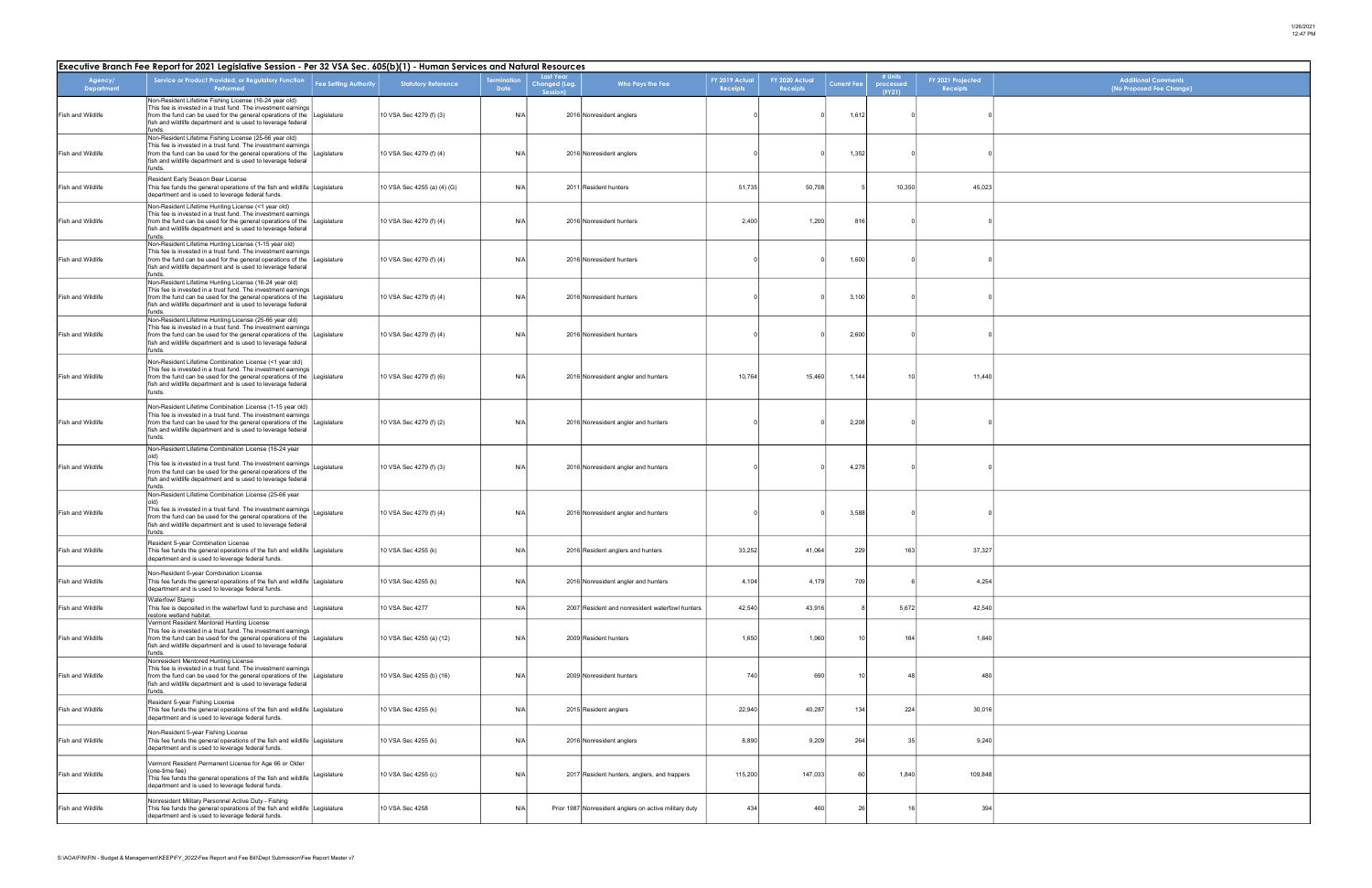## Executive Branch Fee Report for 2021 Legislative Session - Per 32 VSA Sec. 605(b)(1) - Human Services and Natural Resources

| Agency/ Department | Service or Product Provided, or Regulatory Function Performed | Fee Setting Authority | Statutory Reference | Termination Date | Last Year Changed (Leg. Session) | Who Pays the Fee | FY 2019 Actual Receipts | FY 2020 Actual Receipts | Current Fee | # Units processed (FY21) | FY 2021 Projected Receipts | Additional Comments (No Proposed Fee Change) |
|---|---|---|---|---|---|---|---|---|---|---|---|---|
| Fish and Wildlife | Non-Resident Lifetime Fishing License (16-24 year old) This fee is invested in a trust fund. The investment earnings from the fund can be used for the general operations of the fish and wildlife department and is used to leverage federal funds. | Legislature | 10 VSA Sec 4279 (f) (3) | N/A | 2016 | Nonresident anglers | 0 | 0 | 1,612 | 0 | 0 | |
| Fish and Wildlife | Non-Resident Lifetime Fishing License (25-66 year old) This fee is invested in a trust fund. The investment earnings from the fund can be used for the general operations of the fish and wildlife department and is used to leverage federal funds. | Legislature | 10 VSA Sec 4279 (f) (4) | N/A | 2016 | Nonresident anglers | 0 | 0 | 1,352 | 0 | 0 | |
| Fish and Wildlife | Resident Early Season Bear License This fee funds the general operations of the fish and wildlife department and is used to leverage federal funds. | Legislature | 10 VSA Sec 4255 (a) (4) (G) | N/A | 2011 | Resident hunters | 51,735 | 50,708 | 5 | 10,350 | 45,023 | |
| Fish and Wildlife | Non-Resident Lifetime Hunting License (<1 year old) This fee is invested in a trust fund. The investment earnings from the fund can be used for the general operations of the fish and wildlife department and is used to leverage federal funds. | Legislature | 10 VSA Sec 4279 (f) (4) | N/A | 2016 | Nonresident hunters | 2,400 | 1,200 | 816 | 0 | 0 | |
| Fish and Wildlife | Non-Resident Lifetime Hunting License (1-15 year old) This fee is invested in a trust fund. The investment earnings from the fund can be used for the general operations of the fish and wildlife department and is used to leverage federal funds. | Legislature | 10 VSA Sec 4279 (f) (4) | N/A | 2016 | Nonresident hunters | 0 | 0 | 1,600 | 0 | 0 | |
| Fish and Wildlife | Non-Resident Lifetime Hunting License (16-24 year old) This fee is invested in a trust fund. The investment earnings from the fund can be used for the general operations of the fish and wildlife department and is used to leverage federal funds. | Legislature | 10 VSA Sec 4279 (f) (4) | N/A | 2016 | Nonresident hunters | 0 | 0 | 3,100 | 0 | 0 | |
| Fish and Wildlife | Non-Resident Lifetime Hunting License (25-66 year old) This fee is invested in a trust fund. The investment earnings from the fund can be used for the general operations of the fish and wildlife department and is used to leverage federal funds. | Legislature | 10 VSA Sec 4279 (f) (4) | N/A | 2016 | Nonresident hunters | 0 | 0 | 2,600 | 0 | 0 | |
| Fish and Wildlife | Non-Resident Lifetime Combination License (<1 year old) This fee is invested in a trust fund. The investment earnings from the fund can be used for the general operations of the fish and wildlife department and is used to leverage federal funds. | Legislature | 10 VSA Sec 4279 (f) (6) | N/A | 2016 | Nonresident angler and hunters | 10,764 | 15,460 | 1,144 | 10 | 11,440 | |
| Fish and Wildlife | Non-Resident Lifetime Combination License (1-15 year old) This fee is invested in a trust fund. The investment earnings from the fund can be used for the general operations of the fish and wildlife department and is used to leverage federal funds. | Legislature | 10 VSA Sec 4279 (f) (2) | N/A | 2016 | Nonresident angler and hunters | 0 | 0 | 2,208 | 0 | 0 | |
| Fish and Wildlife | Non-Resident Lifetime Combination License (16-24 year old) This fee is invested in a trust fund. The investment earnings from the fund can be used for the general operations of the fish and wildlife department and is used to leverage federal funds. | Legislature | 10 VSA Sec 4279 (f) (3) | N/A | 2016 | Nonresident angler and hunters | 0 | 0 | 4,278 | 0 | 0 | |
| Fish and Wildlife | Non-Resident Lifetime Combination License (25-66 year old) This fee is invested in a trust fund. The investment earnings from the fund can be used for the general operations of the fish and wildlife department and is used to leverage federal funds. | Legislature | 10 VSA Sec 4279 (f) (4) | N/A | 2016 | Nonresident angler and hunters | 0 | 0 | 3,588 | 0 | 0 | |
| Fish and Wildlife | Resident 5-year Combination License This fee funds the general operations of the fish and wildlife department and is used to leverage federal funds. | Legislature | 10 VSA Sec 4255 (k) | N/A | 2016 | Resident anglers and hunters | 33,252 | 41,064 | 229 | 163 | 37,327 | |
| Fish and Wildlife | Non-Resident 5-year Combination License This fee funds the general operations of the fish and wildlife department and is used to leverage federal funds. | Legislature | 10 VSA Sec 4255 (k) | N/A | 2016 | Nonresident angler and hunters | 4,104 | 4,179 | 709 | 6 | 4,254 | |
| Fish and Wildlife | Waterfowl Stamp This fee is deposited in the waterfowl fund to purchase and restore wetland habitat. | Legislature | 10 VSA Sec 4277 | N/A | 2007 | Resident and nonresident waterfowl hunters | 42,540 | 43,916 | 8 | 5,672 | 42,540 | |
| Fish and Wildlife | Vermont Resident Mentored Hunting License This fee is invested in a trust fund. The investment earnings from the fund can be used for the general operations of the fish and wildlife department and is used to leverage federal funds. | Legislature | 10 VSA Sec 4255 (a) (12) | N/A | 2009 | Resident hunters | 1,650 | 1,960 | 10 | 164 | 1,640 | |
| Fish and Wildlife | Nonresident Mentored Hunting License This fee is invested in a trust fund. The investment earnings from the fund can be used for the general operations of the fish and wildlife department and is used to leverage federal funds. | Legislature | 10 VSA Sec 4255 (b) (16) | N/A | 2009 | Nonresident hunters | 740 | 690 | 10 | 48 | 480 | |
| Fish and Wildlife | Resident 5-year Fishing License This fee funds the general operations of the fish and wildlife department and is used to leverage federal funds. | Legislature | 10 VSA Sec 4255 (k) | N/A | 2015 | Resident anglers | 22,940 | 40,287 | 134 | 224 | 30,016 | |
| Fish and Wildlife | Non-Resident 5-year Fishing License This fee funds the general operations of the fish and wildlife department and is used to leverage federal funds. | Legislature | 10 VSA Sec 4255 (k) | N/A | 2016 | Nonresident anglers | 8,890 | 9,209 | 264 | 35 | 9,240 | |
| Fish and Wildlife | Vermont Resident Permanent License for Age 66 or Older (one-time fee) This fee funds the general operations of the fish and wildlife department and is used to leverage federal funds. | Legislature | 10 VSA Sec 4255 (c) | N/A | 2017 | Resident hunters, anglers, and trappers | 115,200 | 147,033 | 60 | 1,840 | 109,848 | |
| Fish and Wildlife | Nonresident Military Personnel Active Duty - Fishing This fee funds the general operations of the fish and wildlife department and is used to leverage federal funds. | Legislature | 10 VSA Sec 4258 | N/A | Prior 1987 | Nonresident anglers on active military duty | 434 | 460 | 26 | 16 | 394 | |

S:\AOA\FIN\FIN - Budget & Management\KEEP\FY_2022\Fee Report and Fee Bill\Dept Submission\Fee Report Master v7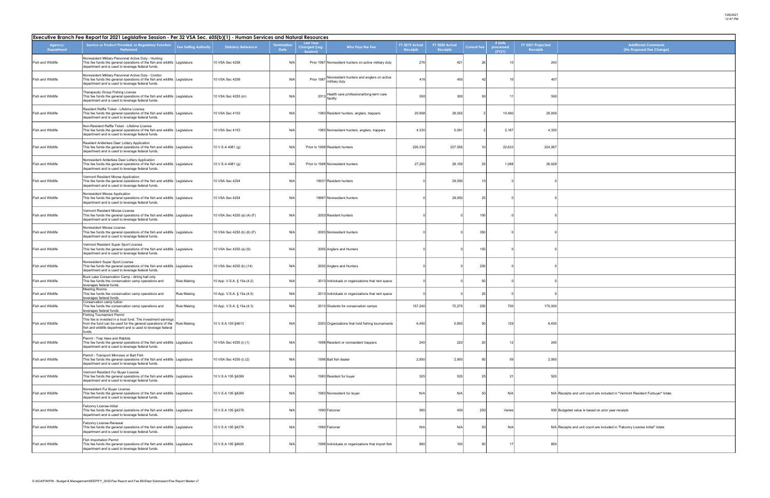## Executive Branch Fee Report for 2021 Legislative Session - Per 32 VSA Sec. 605(b)(1) - Human Services and Natural Resources

| Agency/ Department | Service or Product Provided, or Regulatory Function Performed | Fee Setting Authority | Statutory Reference | Termination Date | Last Year Changed (Leg. Session) | Who Pays the Fee | FY 2019 Actual Receipts | FY 2020 Actual Receipts | Current Fee | # Units processed (FY21) | FY 2021 Projected Receipts | Additional Comments (No Proposed Fee Change) |
|---|---|---|---|---|---|---|---|---|---|---|---|---|
| Fish and Wildlife | Nonresident Military Personnel Active Duty - Hunting This fee funds the general operations of the fish and wildlife department and is used to leverage federal funds. | Legislature | 10 VSA Sec 4258 | N/A | Prior 1987 | Nonresident hunters on active military duty | 276 | 421 | 26 | 10 | 243 | |
| Fish and Wildlife | Nonresident Military Personnel Active Duty - Combo This fee funds the general operations of the fish and wildlife department and is used to leverage federal funds. | Legislature | 10 VSA Sec 4258 | N/A | Prior 1987 | Nonresident hunters and anglers on active military duty | 416 | 450 | 42 | 10 | 407 | |
| Fish and Wildlife | Therapeutic Group Fishing License This fee funds the general operations of the fish and wildlife department and is used to leverage federal funds. | Legislature | 10 VSA Sec 4255 (m) | N/A | 2013 | Health care professional/long-term care facility | 550 | 300 | 50 | 11 | 550 | |
| Fish and Wildlife | Resident Raffle Ticket - Lifetime License This fee funds the general operations of the fish and wildlife department and is used to leverage federal funds. | Legislature | 10 VSA Sec 4153 | N/A | 1993 | Resident hunters, anglers, trappers | 20,958 | 28,055 | 2 | 10,490 | 20,959 | |
| Fish and Wildlife | Non-Resident Raffle Ticket - Lifetime License This fee funds the general operations of the fish and wildlife department and is used to leverage federal funds. | Legislature | 10 VSA Sec 4153 | N/A | 1993 | Nonresident hunters, anglers, trappers | 4,330 | 5,091 | 2 | 2,167 | 4,330 | |
| Fish and Wildlife | Resident Antlerless Deer Lottery Application This fee funds the general operations of the fish and wildlife department and is used to leverage federal funds. | Legislature | 10 V.S.A 4081 (g) | N/A | Prior to 1998 | Resident hunters | 226,330 | 227,556 | 10 | 22,633 | 224,067 | |
| Fish and Wildlife | Nonresident Antlerless Deer Lottery Application This fee funds the general operations of the fish and wildlife department and is used to leverage federal funds. | Legislature | 10 V.S.A 4081 (g) | N/A | Prior to 1998 | Nonresident hunters | 27,200 | 28,156 | 25 | 1,088 | 26,928 | |
| Fish and Wildlife | Vermont Resident Moose Application This fee funds the general operations of the fish and wildlife department and is used to leverage federal funds. | Legislature | 10 VSA Sec 4254 | N/A | 1993? | Resident hunters | 0 | 29,590 | 10 | 0 | 0 | |
| Fish and Wildlife | Nonresident Moose Application This fee funds the general operations of the fish and wildlife department and is used to leverage federal funds. | Legislature | 10 VSA Sec 4254 | N/A | 1998? | Nonresident hunters | 0 | 26,950 | 25 | 0 | 0 | |
| Fish and Wildlife | Vermont Resident Moose License This fee funds the general operations of the fish and wildlife department and is used to leverage federal funds. | Legislature | 10 VSA Sec 4255 (a) (4) (F) | N/A | 2003 | Resident hunters | 0 | 0 | 100 | 0 | 0 | |
| Fish and Wildlife | Nonresident Moose License This fee funds the general operations of the fish and wildlife department and is used to leverage federal funds. | Legislature | 10 VSA Sec 4255 (b) (6) (F) | N/A | 2003 | Nonresident hunters | 0 | 0 | 350 | 0 | 0 | |
| Fish and Wildlife | Vermont Resident Super Sport License This fee funds the general operations of the fish and wildlife department and is used to leverage federal funds. | Legislature | 10 VSA Sec 4255 (a) (9) | N/A | 2005 | Anglers and Hunters | 0 | 0 | 150 | 0 | 0 | |
| Fish and Wildlife | Nonresident Super Sport License This fee funds the general operations of the fish and wildlife department and is used to leverage federal funds. | Legislature | 10 VSA Sec 4255 (b) (14) | N/A | 2005 | Anglers and Hunters | 0 | 0 | 250 | 0 | 0 | |
| Fish and Wildlife | Buck Lake Conservation Camp - dining hall only This fee funds the conservation camp operations and leverages federal funds. | Rule Making | 10 App. V.S.A. § 15a (4.2) | N/A | 2013 | Individuals or organizations that rent space | 0 | 0 | 50 | 0 | 0 | |
| Fish and Wildlife | Meeting Rooms This fee funds the conservation camp operations and leverages federal funds. | Rule Making | 10 App. V.S.A. § 15a (4.5) | N/A | 2013 | Individuals or organizations that rent space | 0 | 0 | 25 | 0 | 0 | |
| Fish and Wildlife | Conservation camp tuition This fee funds the conservation camp operations and leverages federal funds. | Rule Making | 10 App. V.S.A. § 15a (4.3) | N/A | 2013 | Students for conservation camps | 157,240 | 72,275 | 250 | 700 | 175,000 | |
| Fish and Wildlife | Fishing Tournament Permit This fee is invested in a trust fund. The investment earnings from the fund can be used for the general operations of the fish and wildlife department and is used to leverage federal funds. | Rule Making | 10 V.S.A 105 §4613 | N/A | 2003 | Organizations that hold fishing tournaments | 6,450 | 5,850 | 50 | 129 | 6,450 | |
| Fish and Wildlife | Permit - Trap Hare and Rabbits This fee funds the general operations of the fish and wildlife department and is used to leverage federal funds. | Legislature | 10 VSA Sec 4255 (i) (1) | N/A | 1998 | Resident or nonresident trappers | 240 | 220 | 20 | 12 | 240 | |
| Fish and Wildlife | Permit - Transport Minnows or Bait Fish This fee funds the general operations of the fish and wildlife department and is used to leverage federal funds. | Legislature | 10 VSA Sec 4255 (i) (2) | N/A | 1998 | Bait fish dealer | 2,950 | 2,900 | 50 | 59 | 2,950 | |
| Fish and Wildlife | Vermont Resident Fur Buyer License This fee funds the general operations of the fish and wildlife department and is used to leverage federal funds. | Legislature | 10 V.S.A 105 §4269 | N/A | 1983 | Resident fur buyer | 525 | 525 | 25 | 21 | 525 | |
| Fish and Wildlife | Nonresident Fur Buyer License This fee funds the general operations of the fish and wildlife department and is used to leverage federal funds. | Legislature | 10 V.S.A 105 §4269 | N/A | 1983 | Nonresident fur buyer | N/A | N/A | 50 | N/A | N/A | Receipts and unit count are included in "Vermont Resident Furbuyer" totals |
| Fish and Wildlife | Falconry License-Initial This fee funds the general operations of the fish and wildlife department and is used to leverage federal funds. | Legislature | 10 V.S.A 105 §4278 | N/A | 1990 | Falconer | 950 | 450 | 250 | Varies | 950 | Budgeted value is based on prior year receipts |
| Fish and Wildlife | Falconry License-Renewal This fee funds the general operations of the fish and wildlife department and is used to leverage federal funds. | Legislature | 10 V.S.A 105 §4278 | N/A | 1990 | Falconer | N/A | N/A | 50 | N/A | N/A | Receipts and unit count are included in "Falconry License Initial" totals |
| Fish and Wildlife | Fish Importation Permit This fee funds the general operations of the fish and wildlife department and is used to leverage federal funds. | Legislature | 10 V.S.A 105 §4605 | N/A | 1998 | Individuals or organizations that import fish | 860 | 100 | 50 | 17 | 850 | |

S:\AOA\FIN\FIN - Budget & Management\KEEP\FY_2022\Fee Report and Fee Bill\Dept Submission\Fee Report Master v7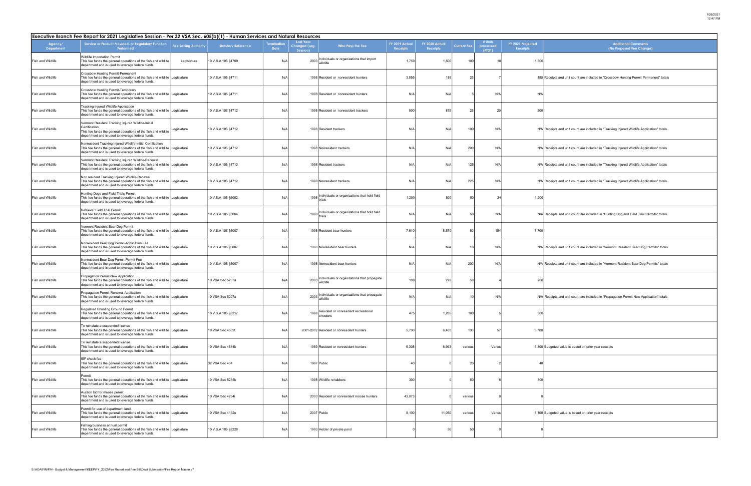## Executive Branch Fee Report for 2021 Legislative Session - Per 32 VSA Sec. 605(b)(1) - Human Services and Natural Resources

| Agency/ Department | Service or Product Provided, or Regulatory Function Performed | Fee Setting Authority | Statutory Reference | Termination Date | Last Year Changed (Leg. Session) | Who Pays the Fee | FY 2019 Actual Receipts | FY 2020 Actual Receipts | Current Fee | # Units processed (FY21) | FY 2021 Projected Receipts | Additional Comments (No Proposed Fee Change) |
|---|---|---|---|---|---|---|---|---|---|---|---|---|
| Fish and Wildlife | Wildlife Importation Permit This fee funds the general operations of the fish and wildlife department and is used to leverage federal funds. | Legislature | 10 V.S.A 105 §4709 | N/A | 2003 | Individuals or organizations that import wildlife | 1,750 | 1,500 | 100 | 18 | 1,800 | |
| Fish and Wildlife | Crossbow Hunting Permit-Permanent This fee funds the general operations of the fish and wildlife department and is used to leverage federal funds. | Legislature | 10 V.S.A 105 §4711 | N/A | 1998 | Resident or nonresident hunters | 3,855 | 185 | 25 | 7 | 185 | Receipts and unit count are included in "Crossbow Hunting Permit Permanent" totals |
| Fish and Wildlife | Crossbow Hunting Permit-Temporary This fee funds the general operations of the fish and wildlife department and is used to leverage federal funds. | Legislature | 10 V.S.A 105 §4711 | N/A | 1998 | Resident or nonresident hunters | N/A | N/A | 5 | N/A | N/A | |
| Fish and Wildlife | Tracking Injured Wildlife-Application This fee funds the general operations of the fish and wildlife department and is used to leverage federal funds. | Legislature | 10 V.S.A 105 §4712 | N/A | 1998 | Resident or nonresident trackers | 500 | 875 | 25 | 20 | 500 | |
| Fish and Wildlife | Vermont Resident Tracking Injured Wildlife-Initial Certification This fee funds the general operations of the fish and wildlife department and is used to leverage federal funds. | Legislature | 10 V.S.A 105 §4712 | N/A | 1998 | Resident trackers | N/A | N/A | 100 | N/A | N/A | Receipts and unit count are included in "Tracking Injured Wildlife Application" totals |
| Fish and Wildlife | Nonresident Tracking Injured Wildlife-Initial Certification This fee funds the general operations of the fish and wildlife department and is used to leverage federal funds. | Legislature | 10 V.S.A 105 §4712 | N/A | 1998 | Nonresident trackers | N/A | N/A | 200 | N/A | N/A | Receipts and unit count are included in "Tracking Injured Wildlife Application" totals |
| Fish and Wildlife | Vermont Resident Tracking Injured Wildlife-Renewal This fee funds the general operations of the fish and wildlife department and is used to leverage federal funds. | Legislature | 10 V.S.A 105 §4712 | N/A | 1998 | Resident trackers | N/A | N/A | 125 | N/A | N/A | Receipts and unit count are included in "Tracking Injured Wildlife Application" totals |
| Fish and Wildlife | Non resident Tracking Injured Wildlife-Renewal This fee funds the general operations of the fish and wildlife department and is used to leverage federal funds. | Legislature | 10 V.S.A 105 §4712 | N/A | 1998 | Nonresident trackers | N/A | N/A | 225 | N/A | N/A | Receipts and unit count are included in "Tracking Injured Wildlife Application" totals |
| Fish and Wildlife | Hunting Dogs and Field Trials Permit This fee funds the general operations of the fish and wildlife department and is used to leverage federal funds. | Legislature | 10 V.S.A 105 §5002 | N/A | 1998 | Individuals or organizations that hold field trials | 1,200 | 800 | 50 | 24 | 1,200 | |
| Fish and Wildlife | Retriever Field Trial Permit This fee funds the general operations of the fish and wildlife department and is used to leverage federal funds. | Legislature | 10 V.S.A 105 §5004 | N/A | 1998 | Individuals or organizations that hold field trials | N/A | N/A | 50 | N/A | N/A | Receipts and unit count are included in "Hunting Dog and Field Trial Permits" totals |
| Fish and Wildlife | Vermont Resident Bear Dog Permit This fee funds the general operations of the fish and wildlife department and is used to leverage federal funds. | Legislature | 10 V.S.A 105 §5007 | N/A | 1998 | Resident bear hunters | 7,610 | 8,570 | 50 | 154 | 7,700 | |
| Fish and Wildlife | Nonresident Bear Dog Permit-Application Fee This fee funds the general operations of the fish and wildlife department and is used to leverage federal funds. | Legislature | 10 V.S.A 105 §5007 | N/A | 1998 | Nonresident bear hunters | N/A | N/A | 10 | N/A | N/A | Receipts and unit count are included in "Vermont Resident Bear Dog Permits" totals |
| Fish and Wildlife | Nonresident Bear Dog Permit-Permit Fee This fee funds the general operations of the fish and wildlife department and is used to leverage federal funds. | Legislature | 10 V.S.A 105 §5007 | N/A | 1998 | Nonresident bear hunters | N/A | N/A | 200 | N/A | N/A | Receipts and unit count are included in "Vermont Resident Bear Dog Permits" totals |
| Fish and Wildlife | Propagation Permit-New Application This fee funds the general operations of the fish and wildlife department and is used to leverage federal funds. | Legislature | 10 VSA Sec 5207a | N/A | 2003 | Individuals or organizations that propagate wildlife | 190 | 270 | 50 | 4 | 200 | |
| Fish and Wildlife | Propagation Permit-Renewal Application This fee funds the general operations of the fish and wildlife department and is used to leverage federal funds. | Legislature | 10 VSA Sec 5207a | N/A | 2003 | Individuals or organizations that propagate wildlife | N/A | N/A | 10 | N/A | N/A | Receipts and unit count are included in "Propagation Permit New Application" totals |
| Fish and Wildlife | Regulated Shooting Ground Permit This fee funds the general operations of the fish and wildlife department and is used to leverage federal funds. | Legislature | 10 V.S.A 105 §5217 | N/A | 1998 | Resident or nonresident recreational shooters | 475 | 1,285 | 100 | 5 | 500 | |
| Fish and Wildlife | To reinstate a suspended license This fee funds the general operations of the fish and wildlife department and is used to leverage federal funds. | Legislature | 10 VSA Sec 4502f | N/A | 2001-2002 | Resident or nonresident hunters | 5,700 | 6,400 | 100 | 57 | 5,700 | |
| Fish and Wildlife | To reinstate a suspended license This fee funds the general operations of the fish and wildlife department and is used to leverage federal funds. | Legislature | 10 VSA Sec 4514b | N/A | 1989 | Resident or nonresident hunters | 6,308 | 6,993 | various | Varies | 6,300 | Budgeted value is based on prior year receipts |
| Fish and Wildlife | ISF check fee This fee funds the general operations of the fish and wildlife department and is used to leverage federal funds. | Legislature | 32 VSA Sec 404 | N/A | 1997 | Public | 40 | 0 | 20 | 2 | 40 | |
| Fish and Wildlife | Permit This fee funds the general operations of the fish and wildlife department and is used to leverage federal funds. | Legislature | 10 VSA Sec 5215b | N/A | 1998 | Wildlife rehabbers | 300 | 0 | 50 | 6 | 300 | |
| Fish and Wildlife | Auction bid for moose permit This fee funds the general operations of the fish and wildlife department and is used to leverage federal funds. | Legislature | 10 VSA Sec 4254i | N/A | 2003 | Resident or nonresident moose hunters | 43,073 | 0 | various | 0 | 0 | |
| Fish and Wildlife | Permit for use of department land This fee funds the general operations of the fish and wildlife department and is used to leverage federal funds. | Legislature | 10 VSA Sec 4132e | N/A | 2007 | Public | 8,100 | 11,050 | various | Varies | 8,100 | Budgeted value is based on prior year receipts |
| Fish and Wildlife | Fishing business annual permit This fee funds the general operations of the fish and wildlife department and is used to leverage federal funds. | Legislature | 10 V.S.A 105 §5228 | N/A | 1993 | Holder of private pond | 0 | 50 | 50 | 0 | 0 | |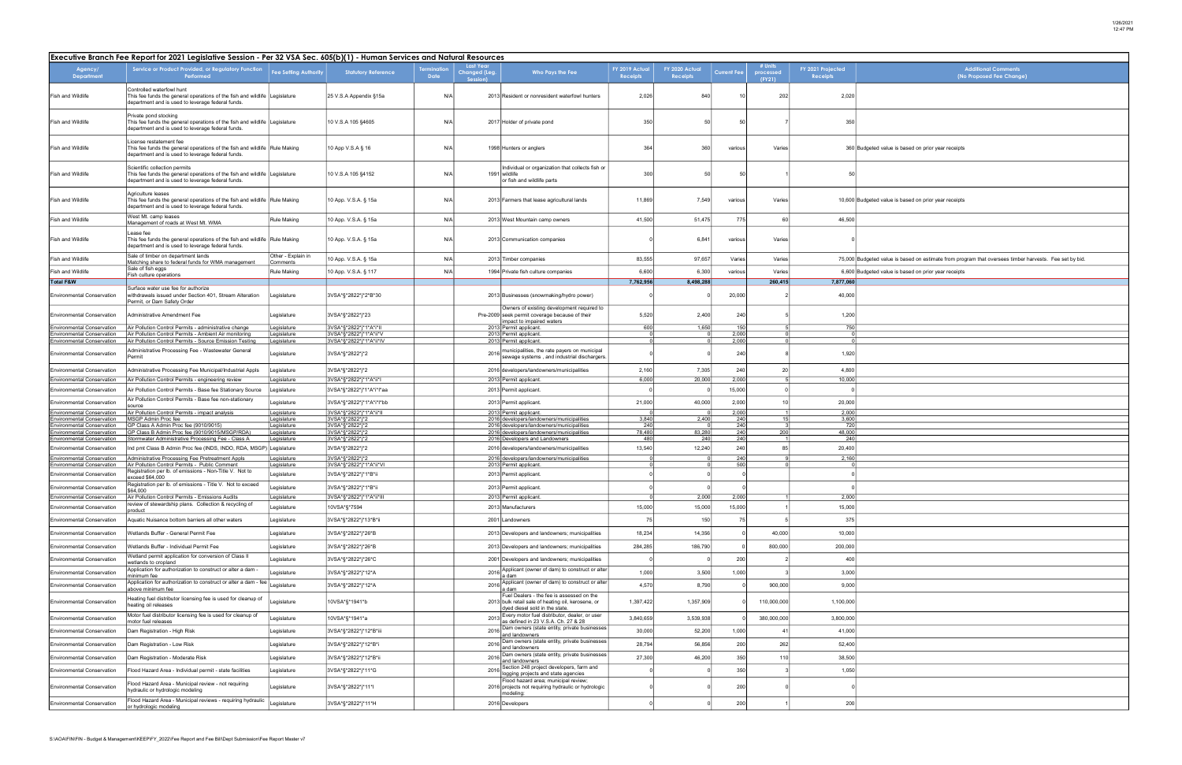## Executive Branch Fee Report for 2021 Legislative Session - Per 32 VSA Sec. 605(b)(1) - Human Services and Natural Resources

| Agency/ Department | Service or Product Provided, or Regulatory Function Performed | Fee Setting Authority | Statutory Reference | Termination Date | Last Year Changed (Leg. Session) | Who Pays the Fee | FY 2019 Actual Receipts | FY 2020 Actual Receipts | Current Fee | # Units processed (FY21) | FY 2021 Projected Receipts | Additional Comments (No Proposed Fee Change) |
|---|---|---|---|---|---|---|---|---|---|---|---|---|
| Fish and Wildlife | Controlled waterfowl hunt This fee funds the general operations of the fish and wildlife department and is used to leverage federal funds. | Legislature | 25 V.S.A Appendix §15a | N/A | 2013 | Resident or nonresident waterfowl hunters | 2,026 | 840 | 10 | 202 | 2,020 | |
| Fish and Wildlife | Private pond stocking This fee funds the general operations of the fish and wildlife department and is used to leverage federal funds. | Legislature | 10 V.S.A 105 §4605 | N/A | 2017 | Holder of private pond | 350 | 50 | 50 | 7 | 350 | |
| Fish and Wildlife | License restatement fee This fee funds the general operations of the fish and wildlife department and is used to leverage federal funds. | Rule Making | 10 App V.S.A § 16 | N/A | 1998 | Hunters or anglers | 364 | 360 | various | Varies | 360 | Budgeted value is based on prior year receipts |
| Fish and Wildlife | Scientific collection permits This fee funds the general operations of the fish and wildlife department and is used to leverage federal funds. | Legislature | 10 V.S.A 105 §4152 | N/A | 1991 | Individual or organization that collects fish or wildlife or fish and wildlife parts | 300 | 50 | 50 | 1 | 50 | |
| Fish and Wildlife | Agriculture leases This fee funds the general operations of the fish and wildlife department and is used to leverage federal funds. | Rule Making | 10 App. V.S.A. § 15a | N/A | 2013 | Farmers that lease agricultural lands | 11,869 | 7,549 | various | Varies | 10,600 | Budgeted value is based on prior year receipts |
| Fish and Wildlife | West Mt. camp leases Management of roads at West Mt. WMA | Rule Making | 10 App. V.S.A. § 15a | N/A | 2013 | West Mountain camp owners | 41,500 | 51,475 | 775 | 60 | 46,500 | |
| Fish and Wildlife | Lease fee This fee funds the general operations of the fish and wildlife department and is used to leverage federal funds. | Rule Making | 10 App. V.S.A. § 15a | N/A | 2013 | Communication companies | 0 | 6,841 | various | Varies | 0 | |
| Fish and Wildlife | Sale of timber on department lands Matching share to federal funds for WMA management | Other - Explain in Comments | 10 App. V.S.A. § 15a | N/A | 2013 | Timber companies | 83,555 | 97,657 | Varies | Varies | 75,000 | Budgeted value is based on estimate from program that oversees timber harvests. Fee set by bid. |
| Fish and Wildlife | Sale of fish eggs Fish culture operations | Rule Making | 10 App. V.S.A. § 117 | N/A | 1994 | Private fish culture companies | 6,600 | 6,300 | various | Varies | 6,600 | Budgeted value is based on prior year receipts |
| **Total F&W** | | | | | | | 7,762,956 | 8,498,288 | | 260,415 | 7,877,060 | |
| Environmental Conservation | Surface water use fee for authorize withdrawals issued under Section 401, Stream Alteration Permit, or Dam Safety Order | Legislature | 3VSA"§"2822"j"2"B"30 | | 2013 | Businesses (snowmaking/hydro power) | 0 | 0 | 20,000 | 2 | 40,000 | |
| Environmental Conservation | Administrative Amendment Fee | Legislature | 3VSA"§"2822"j"23 | | Pre-2009 | Owners of existing development required to seek permit coverage because of their impact to impaired waters | 5,520 | 2,400 | 240 | 5 | 1,200 | |
| Environmental Conservation | Air Pollution Control Permits - administrative change | Legislature | 3VSA"§"2822"j"1"A"i"II | | 2013 | Permit applicant. | 600 | 1,650 | 150 | 5 | 750 | |
| Environmental Conservation | Air Pollution Control Permits - Ambient Air monitoring | Legislature | 3VSA"§"2822"j"1"A"ii"V | | 2013 | Permit applicant. | 0 | 0 | 2,000 | 0 | 0 | |
| Environmental Conservation | Air Pollution Control Permits - Source Emission Testing | Legislature | 3VSA"§"2822"j"1"A"ii"IV | | 2013 | Permit applicant. | 0 | 0 | 2,000 | 0 | 0 | |
| Environmental Conservation | Administrative Processing Fee - Wastewater General Permit | Legislature | 3VSA"§"2822"j"2 | | 2016 | municipalities, the rate payers on municipal sewage systems , and industrial dischargers. | 0 | 0 | 240 | 8 | 1,920 | |
| Environmental Conservation | Administrative Processing Fee Municipal/Industrial Appls | Legislature | 3VSA"§"2822"j"2 | | 2016 | developers/landowners/municipalities | 2,160 | 7,305 | 240 | 20 | 4,800 | |
| Environmental Conservation | Air Pollution Control Permits - engineering review | Legislature | 3VSA"§"2822"j"1"A"ii"I | | 2013 | Permit applicant. | 6,000 | 20,000 | 2,000 | 5 | 10,000 | |
| Environmental Conservation | Air Pollution Control Permits - Base fee Stationary Source | Legislature | 3VSA"§"2822"j"1"A"i"I"aa | | 2013 | Permit applicant. | 0 | 0 | 15,000 | 0 | 0 | |
| Environmental Conservation | Air Pollution Control Permits - Base fee non-stationary source | Legislature | 3VSA"§"2822"j"1"A"i"I"bb | | 2013 | Permit applicant. | 21,000 | 40,000 | 2,000 | 10 | 20,000 | |
| Environmental Conservation | Air Pollution Control Permits - impact analysis | Legislature | 3VSA"§"2822"j"1"A"ii"II | | 2013 | Permit applicant. | 0 | 0 | 2,000 | 1 | 2,000 | |
| Environmental Conservation | MSGP Admin Proc fee | Legislature | 3VSA"§"2822"j"2 | | 2016 | developers/landowners/municipalities | 3,840 | 2,400 | 240 | 15 | 3,600 | |
| Environmental Conservation | GP Class A Admin Proc fee (9010/9015) | Legislature | 3VSA"§"2822"j"2 | | 2016 | developers/landowners/municipalities | 240 | 0 | 240 | 3 | 720 | |
| Environmental Conservation | GP Class B Admin Proc fee (9010/9015/MSGP/RDA) | Legislature | 3VSA"§"2822"j"2 | | 2016 | developers/landowners/municipalities | 78,480 | 83,280 | 240 | 200 | 48,000 | |
| Environmental Conservation | Stormwater Administrative Processing Fee - Class A | Legislature | 3VSA"§"2822"j"2 | | 2016 | Developers and Landowners | 480 | 240 | 240 | 1 | 240 | |
| Environmental Conservation | Ind pmt Class B Admin Proc fee (INDS, INDO, RDA, MSGP) | Legislature | 3VSA"§"2822"j"2 | | 2016 | developers/landowners/municipalities | 13,540 | 12,240 | 240 | 85 | 20,400 | |
| Environmental Conservation | Administrative Processing Fee Pretreatment Appls | Legislature | 3VSA"§"2822"j"2 | | 2016 | developers/landowners/municipalities | 0 | 0 | 240 | 9 | 2,160 | |
| Environmental Conservation | Air Pollution Control Permits - Public Comment | Legislature | 3VSA"§"2822"j"1"A"ii"VI | | 2013 | Permit applicant. | 0 | 0 | 500 | 0 | 0 | |
| Environmental Conservation | Registration per lb. of emissions - Non-Title V. Not to exceed $64,000 | Legislature | 3VSA"§"2822"j"1"B"ii | | 2013 | Permit applicant. | 0 | 0 | 0 | | 0 | |
| Environmental Conservation | Registration per lb. of emissions - Title V. Not to exceed $64,000 | Legislature | 3VSA"§"2822"j"1"B"i | | 2013 | Permit applicant. | 0 | 0 | 0 | | 0 | |
| Environmental Conservation | Air Pollution Control Permits - Emissions Audits | Legislature | 3VSA"§"2822"j"1"A"ii"III | | 2013 | Permit applicant. | 0 | 2,000 | 2,000 | 1 | 2,000 | |
| Environmental Conservation | review of stewardship plans. Collection & recycling of product | Legislature | 10VSA"§"7594 | | 2013 | Manufacturers | 15,000 | 15,000 | 15,000 | 1 | 15,000 | |
| Environmental Conservation | Aquatic Nuisance bottom barriers all other waters | Legislature | 3VSA"§"2822"j"13"B"ii | | 2001 | Landowners | 75 | 150 | 75 | 5 | 375 | |
| Environmental Conservation | Wetlands Buffer - General Permit Fee | Legislature | 3VSA"§"2822"j"26"B | | 2013 | Developers and landowners; municipalities | 18,234 | 14,356 | 0 | 40,000 | 10,000 | |
| Environmental Conservation | Wetlands Buffer - Individual Permit Fee | Legislature | 3VSA"§"2822"j"26"B | | 2013 | Developers and landowners; municipalities | 284,285 | 186,790 | 0 | 800,000 | 200,000 | |
| Environmental Conservation | Wetland permit application for conversion of Class II wetlands to cropland | Legislature | 3VSA"§"2822"j"26"C | | 2001 | Developers and landowners; municipalities | 0 | 0 | 200 | 2 | 400 | |
| Environmental Conservation | Application for authorization to construct or alter a dam - minimum fee | Legislature | 3VSA"§"2822"j"12"A | | 2016 | Applicant (owner of dam) to construct or alter a dam | 1,000 | 3,500 | 1,000 | 3 | 3,000 | |
| Environmental Conservation | Application for authorization to construct or alter a dam - fee above minimum fee | Legislature | 3VSA"§"2822"j"12"A | | 2016 | Applicant (owner of dam) to construct or alter a dam | 4,570 | 8,790 | 0 | 900,000 | 9,000 | |
| Environmental Conservation | Heating fuel distributor licensing fee is used for cleanup of heating oil releases | Legislature | 10VSA"§"1941"b | | 2013 | Fuel Dealers - the fee is assessed on the bulk retail sale of heating oil, kerosene, or dyed diesel sold in the state. | 1,397,422 | 1,357,909 | 0 | 110,000,000 | 1,100,000 | |
| Environmental Conservation | Motor fuel distributor licensing fee is used for cleanup of motor fuel releases | Legislature | 10VSA"§"1941"a | | 2013 | Every motor fuel distributor, dealer, or user as defined in 23 V.S.A. Ch. 27 & 28 | 3,840,659 | 3,539,938 | 0 | 380,000,000 | 3,800,000 | |
| Environmental Conservation | Dam Registration - High Risk | Legislature | 3VSA"§"2822"j"12"B"iii | | 2016 | Dam owners (state entity, private businesses and landowners | 30,000 | 52,200 | 1,000 | 41 | 41,000 | |
| Environmental Conservation | Dam Registration - Low Risk | Legislature | 3VSA"§"2822"j"12"B"i | | 2016 | Dam owners (state entity, private businesses and landowners | 28,794 | 56,856 | 200 | 262 | 52,400 | |
| Environmental Conservation | Dam Registration - Moderate Risk | Legislature | 3VSA"§"2822"j"12"B"ii | | 2016 | Dam owners (state entity, private businesses and landowners | 27,300 | 46,200 | 350 | 110 | 38,500 | |
| Environmental Conservation | Flood Hazard Area - Individual permit - state facilities | Legislature | 3VSA"§"2822"j"11"G | | 2016 | Section 248 project developers, farm and logging projects and state agencies | 0 | 0 | 350 | 3 | 1,050 | |
| Environmental Conservation | Flood Hazard Area - Municipal review - not requiring hydraulic or hydrologic modeling | Legislature | 3VSA"§"2822"j"11"I | | 2016 | Flood hazard area; municipal review; projects not requiring hydraulic or hydrologic modeling | 0 | 0 | 200 | 0 | 0 | |
| Environmental Conservation | Flood Hazard Area - Municipal reviews - requiring hydraulic or hydrologic modeling | Legislature | 3VSA"§"2822"j"11"H | | 2016 | Developers | 0 | 0 | 200 | 1 | 200 | |

S:\AOA\FIN\FIN - Budget & Management\KEEP\FY_2022\Fee Report and Fee Bill\Dept Submission\Fee Report Master v7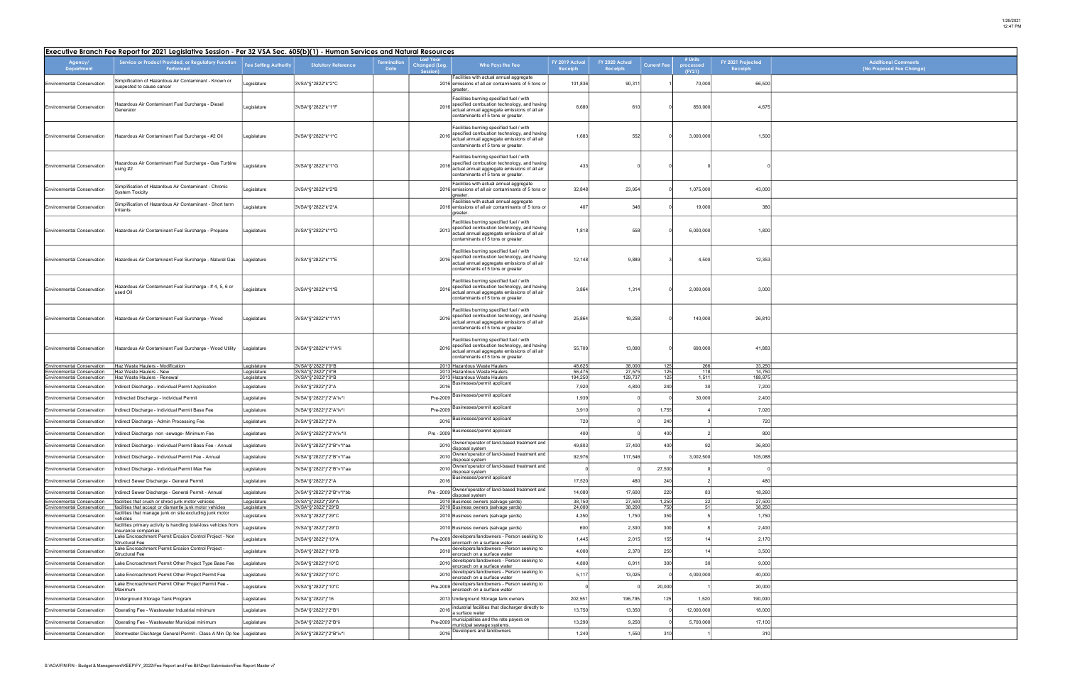## Executive Branch Fee Report for 2021 Legislative Session - Per 32 VSA Sec. 605(b)(1) - Human Services and Natural Resources

| Agency/ Department | Service or Product Provided, or Regulatory Function Performed | Fee Setting Authority | Statutory Reference | Termination Date | Last Year Changed (Leg. Session) | Who Pays the Fee | FY 2019 Actual Receipts | FY 2020 Actual Receipts | Current Fee | # Units processed (FY21) | FY 2021 Projected Receipts | Additional Comments (No Proposed Fee Change) |
|---|---|---|---|---|---|---|---|---|---|---|---|---|
| Environmental Conservation | Simplification of Hazardous Air Contaminant - Known or suspected to cause cancer | Legislature | 3VSA*§*2822*k*2*C | | 2016 | Facilities with actual annual aggregate emissions of all air contaminants of 5 tons or greater. | 101,836 | 90,311 | 1 | 70,000 | 66,500 | |
| Environmental Conservation | Hazardous Air Contaminant Fuel Surcharge - Diesel Generator | Legislature | 3VSA*§*2822*k*1*F | | 2016 | Facilities burning specified fuel / with specified combustion technology, and having actual annual aggregate emissions of all air contaminants of 5 tons or greater. | 6,680 | 610 | 0 | 850,000 | 4,675 | |
| Environmental Conservation | Hazardous Air Contaminant Fuel Surcharge - #2 Oil | Legislature | 3VSA*§*2822*k*1*C | | 2016 | Facilities burning specified fuel / with specified combustion technology, and having actual annual aggregate emissions of all air contaminants of 5 tons or greater. | 1,683 | 552 | 0 | 3,000,000 | 1,500 | |
| Environmental Conservation | Hazardous Air Contaminant Fuel Surcharge - Gas Turbine using #2 | Legislature | 3VSA*§*2822*k*1*G | | 2016 | Facilities burning specified fuel / with specified combustion technology, and having actual annual aggregate emissions of all air contaminants of 5 tons or greater. | 433 | 0 | 0 | 0 | 0 | |
| Environmental Conservation | Simplification of Hazardous Air Contaminant - Chronic System Toxicity | Legislature | 3VSA*§*2822*k*2*B | | 2016 | Facilities with actual annual aggregate emissions of all air contaminants of 5 tons or greater. | 32,848 | 23,954 | 0 | 1,075,000 | 43,000 | |
| Environmental Conservation | Simplification of Hazardous Air Contaminant - Short term Irritants | Legislature | 3VSA*§*2822*k*2*A | | 2016 | Facilities with actual annual aggregate emissions of all air contaminants of 5 tons or greater. | 407 | 346 | 0 | 19,000 | 380 | |
| Environmental Conservation | Hazardous Air Contaminant Fuel Surcharge - Propane | Legislature | 3VSA*§*2822*k*1*D | | 2013 | Facilities burning specified fuel / with specified combustion technology, and having actual annual aggregate emissions of all air contaminants of 5 tons or greater. | 1,818 | 558 | 0 | 6,000,000 | 1,800 | |
| Environmental Conservation | Hazardous Air Contaminant Fuel Surcharge - Natural Gas | Legislature | 3VSA*§*2822*k*1*E | | 2016 | Facilities burning specified fuel / with specified combustion technology, and having actual annual aggregate emissions of all air contaminants of 5 tons or greater. | 12,148 | 9,889 | 3 | 4,500 | 12,353 | |
| Environmental Conservation | Hazardous Air Contaminant Fuel Surcharge - # 4, 5, 6 or used Oil | Legislature | 3VSA*§*2822*k*1*B | | 2016 | Facilities burning specified fuel / with specified combustion technology, and having actual annual aggregate emissions of all air contaminants of 5 tons or greater. | 3,864 | 1,314 | 0 | 2,000,000 | 3,000 | |
| Environmental Conservation | Hazardous Air Contaminant Fuel Surcharge - Wood | Legislature | 3VSA*§*2822*k*1*A*i | | 2016 | Facilities burning specified fuel / with specified combustion technology, and having actual annual aggregate emissions of all air contaminants of 5 tons or greater. | 25,864 | 19,258 | 0 | 140,000 | 26,810 | |
| Environmental Conservation | Hazardous Air Contaminant Fuel Surcharge - Wood Utility | Legislature | 3VSA*§*2822*k*1*A*ii | | 2016 | Facilities burning specified fuel / with specified combustion technology, and having actual annual aggregate emissions of all air contaminants of 5 tons or greater. | 55,709 | 13,090 | 0 | 690,000 | 41,883 | |
| Environmental Conservation | Haz Waste Haulers - Modification | Legislature | 3VSA*§*2822*j*9*B | | 2013 | Hazardous Waste Haulers | 48,625 | 38,000 | 125 | 266 | 33,250 | |
| Environmental Conservation | Haz Waste Haulers - New | Legislature | 3VSA*§*2822*j*9*B | | 2013 | Hazardous Waste Haulers | 56,475 | 27,575 | 125 | 118 | 14,750 | |
| Environmental Conservation | Haz Waste Haulers - Renewal | Legislature | 3VSA*§*2822*j*9*B | | 2013 | Hazardous Waste Haulers | 194,250 | 129,737 | 125 | 1,511 | 188,875 | |
| Environmental Conservation | Indirect Discharge - Individual Permit Application | Legislature | 3VSA*§*2822*j*2*A | | 2016 | Businesses/permit applicant | 7,920 | 4,800 | 240 | 30 | 7,200 | |
| Environmental Conservation | Indirected Discharge - Individual Permit | Legislature | 3VSA*§*2822*j*2*A*iv*I | | Pre-2009 | Businesses/permit applicant | 1,939 | 0 | 0 | 30,000 | 2,400 | |
| Environmental Conservation | Indirect Discharge - Individual Permit Base Fee | Legislature | 3VSA*§*2822*j*2*A*iv*I | | Pre-2009 | Businesses/permit applicant | 3,910 | 0 | 1,755 | 4 | 7,020 | |
| Environmental Conservation | Indirect Discharge - Admin Processing Fee | Legislature | 3VSA*§*2822*j*2*A | | 2016 | Businesses/permit applicant | 720 | 0 | 240 | 3 | 720 | |
| Environmental Conservation | Indirect Discharge non -sewage- Minimum Fee | Legislature | 3VSA*§*2822*j*2*A*iv*II | | Pre - 2009 | Businesses/permit applicant | 400 | 0 | 400 | 2 | 800 | |
| Environmental Conservation | Indirect Discharge - Individual Permit Base Fee - Annual | Legislature | 3VSA*§*2822*j*2*B*v*I*aa | | 2010 | Owner/operator of land-based treatment and disposal system | 49,803 | 37,400 | 400 | 92 | 36,800 | |
| Environmental Conservation | Indirect Discharge - Individual Permit Fee - Annual | Legislature | 3VSA*§*2822*j*2*B*v*I*aa | | 2010 | Owner/operator of land-based treatment and disposal system | 92,976 | 117,546 | 0 | 3,002,500 | 105,088 | |
| Environmental Conservation | Indirect Discharge - Individual Permit Max Fee | Legislature | 3VSA*§*2822*j*2*B*v*I*aa | | 2010 | Owner/operator of land-based treatment and disposal system | 0 | 0 | 27,500 | 0 | 0 | |
| Environmental Conservation | Indirect Sewer Discharge - General Permit | Legislature | 3VSA*§*2822*j*2*A | | 2016 | Businesses/permit applicant | 17,520 | 480 | 240 | 2 | 480 | |
| Environmental Conservation | Indirect Sewer Discharge - General Permit - Annual | Legislature | 3VSA*§*2822*j*2*B*v*I*bb | | Pre - 2009 | Owner/operator of land-based treatment and disposal system | 14,080 | 17,600 | 220 | 83 | 18,260 | |
| Environmental Conservation | facilities that crush or shred junk motor vehicles | Legislature | 3VSA*§*2822*j*29*A | | 2010 | Business owners (salvage yards) | 38,750 | 27,500 | 1,250 | 22 | 27,500 | |
| Environmental Conservation | facilities that accept or dismantle junk motor vehicles | Legislature | 3VSA*§*2822*j*29*B | | 2010 | Business owners (salvage yards) | 24,000 | 38,200 | 750 | 51 | 38,250 | |
| Environmental Conservation | facilities that manage junk on site excluding junk motor vehicles | Legislature | 3VSA*§*2822*j*29*C | | 2010 | Business owners (salvage yards) | 4,350 | 1,750 | 350 | 5 | 1,750 | |
| Environmental Conservation | facilities primary activity is handling total-loss vehicles from insurance companies | Legislature | 3VSA*§*2822*j*29*D | | 2010 | Business owners (salvage yards) | 600 | 2,300 | 300 | 8 | 2,400 | |
| Environmental Conservation | Lake Encroachment Permit Erosion Control Project - Non Structural Fee | Legislature | 3VSA*§*2822*j*10*A | | Pre-2009 | developers/landowners - Person seeking to encroach on a surface water | 1,445 | 2,015 | 155 | 14 | 2,170 | |
| Environmental Conservation | Lake Encroachment Permit Erosion Control Project - Structural Fee | Legislature | 3VSA*§*2822*j*10*B | | 2010 | developers/landowners - Person seeking to encroach on a surface water | 4,000 | 2,370 | 250 | 14 | 3,500 | |
| Environmental Conservation | Lake Encroachment Permit Other Project Type Base Fee | Legislature | 3VSA*§*2822*j*10*C | | 2010 | developers/landowners - Person seeking to encroach on a surface water | 4,800 | 6,911 | 300 | 30 | 9,000 | |
| Environmental Conservation | Lake Encroachment Permit Other Project Permit Fee | Legislature | 3VSA*§*2822*j*10*C | | 2010 | developers/landowners - Person seeking to encroach on a surface water | 5,117 | 13,025 | 0 | 4,000,000 | 40,000 | |
| Environmental Conservation | Lake Encroachment Permit Other Project Permit Fee - Maximum | Legislature | 3VSA*§*2822*j*10*C | | Pre-2009 | developers/landowners - Person seeking to encroach on a surface water | 0 | 0 | 20,000 | 1 | 20,000 | |
| Environmental Conservation | Underground Storage Tank Program | Legislature | 3VSA*§*2822*j*16 | | 2013 | Underground Storage tank owners | 202,551 | 196,795 | 125 | 1,520 | 190,000 | |
| Environmental Conservation | Operating Fee - Wastewater Industrial minimum | Legislature | 3VSA*§*2822*j*2*B*i | | 2016 | industrial facilities that discharger directly to a surface water | 13,750 | 13,350 | 0 | 12,000,000 | 18,000 | |
| Environmental Conservation | Operating Fee - Wastewater Municipal minimum | Legislature | 3VSA*§*2822*j*2*B*ii | | Pre-2009 | municipalities and the rate payers on municipal sewage systems. | 13,290 | 9,250 | 0 | 5,700,000 | 17,100 | |
| Environmental Conservation | Stormwater Discharge General Permit - Class A Min Op fee | Legislature | 3VSA*§*2822*j*2*B*iv*I | | 2016 | Developers and landowners | 1,240 | 1,550 | 310 | 1 | 310 | |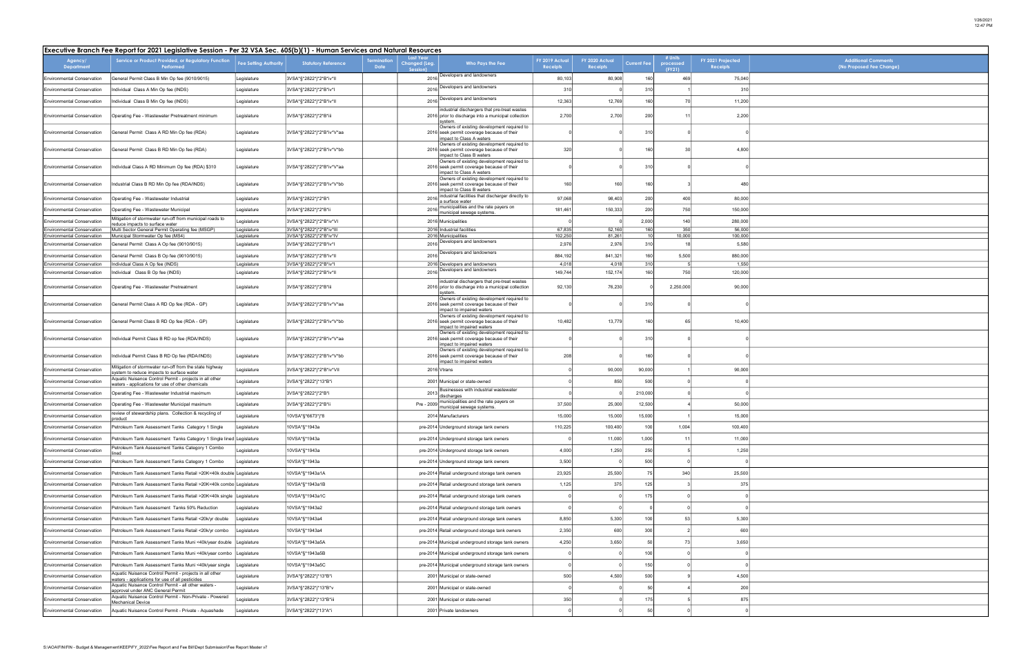## Executive Branch Fee Report for 2021 Legislative Session - Per 32 VSA Sec. 605(b)(1) - Human Services and Natural Resources

| Agency/ Department | Service or Product Provided, or Regulatory Function Performed | Fee Setting Authority | Statutory Reference | Termination Date | Last Year Changed (Leg. Session) | Who Pays the Fee | FY 2019 Actual Receipts | FY 2020 Actual Receipts | Current Fee | # Units processed (FY21) | FY 2021 Projected Receipts | Additional Comments (No Proposed Fee Change) |
|---|---|---|---|---|---|---|---|---|---|---|---|---|
| Environmental Conservation | General Permit Class B Min Op fee (9010/9015) | Legislature | 3VSA*§*2822*j*2*B*iv*II | | 2016 | Developers and landowners | 80,103 | 80,908 | 160 | 469 | 75,040 | |
| Environmental Conservation | Individual Class A Min Op fee (INDS) | Legislature | 3VSA*§*2822*j*2*B*iv*I | | 2016 | Developers and landowners | 310 | 0 | 310 | 1 | 310 | |
| Environmental Conservation | Individual Class B Min Op fee (INDS) | Legislature | 3VSA*§*2822*j*2*B*iv*II | | 2016 | Developers and landowners | 12,363 | 12,769 | 160 | 70 | 11,200 | |
| Environmental Conservation | Operating Fee - Wastewater Pretreatment minimum | Legislature | 3VSA*§*2822*j*2*B*iii | | 2016 | industrial dischargers that pre-treat wastes prior to discharge into a municipal collection system. | 2,700 | 2,700 | 200 | 11 | 2,200 | |
| Environmental Conservation | General Permit Class A RD Min Op fee (RDA) | Legislature | 3VSA*§*2822*j*2*B*iv*V*aa | | 2016 | Owners of existing development required to seek permit coverage because of their impact to Class A waters | 0 | 0 | 310 | 0 | 0 | |
| Environmental Conservation | General Permit Class B RD Min Op fee (RDA) | Legislature | 3VSA*§*2822*j*2*B*iv*V*bb | | 2016 | Owners of existing development required to seek permit coverage because of their impact to Class B waters | 320 | 0 | 160 | 30 | 4,800 | |
| Environmental Conservation | Individual Class A RD Minimum Op fee (RDA) $310 | Legislature | 3VSA*§*2822*j*2*B*iv*V*aa | | 2016 | Owners of existing development required to seek permit coverage because of their impact to Class A waters | 0 | 0 | 310 | 0 | 0 | |
| Environmental Conservation | Industrial Class B RD Min Op fee (RDA/INDS) | Legislature | 3VSA*§*2822*j*2*B*iv*V*bb | | 2016 | Owners of existing development required to seek permit coverage because of their impact to Class B waters | 160 | 160 | 160 | 3 | 480 | |
| Environmental Conservation | Operating Fee - Wastewater Industrial | Legislature | 3VSA*§*2822*j*2*B*i | | 2016 | industrial facilities that discharger directly to a surface water | 97,068 | 98,403 | 200 | 400 | 80,000 | |
| Environmental Conservation | Operating Fee - Wastewater Municipal | Legislature | 3VSA*§*2822*j*2*B*ii | | 2016 | municipalities and the rate payers on municipal sewage systems. | 181,461 | 150,333 | 200 | 750 | 150,000 | |
| Environmental Conservation | Mitigation of stormwater run-off from municipal roads to reduce impacts to surface water | Legislature | 3VSA*§*2822*j*2*B*iv*VI | | 2016 | Municipalities | 0 | 0 | 2,000 | 140 | 280,000 | |
| Environmental Conservation | Multi Sector General Permit Operating fee (MSGP) | Legislature | 3VSA*§*2822*j*2*B*iv*III | | 2016 | Industrial facilities | 67,835 | 52,160 | 160 | 350 | 56,000 | |
| Environmental Conservation | Municipal Stormwater Op fee (MS4) | Legislature | 3VSA*§*2822*j*2*B*iv*IV | | 2016 | Municipalities | 102,250 | 81,261 | 10 | 10,000 | 100,000 | |
| Environmental Conservation | General Permit Class A Op fee (9010/9015) | Legislature | 3VSA*§*2822*j*2*B*iv*I | | 2016 | Developers and landowners | 2,976 | 2,976 | 310 | 18 | 5,580 | |
| Environmental Conservation | General Permit Class B Op fee (9010/9015) | Legislature | 3VSA*§*2822*j*2*B*iv*II | | 2016 | Developers and landowners | 884,192 | 841,321 | 160 | 5,500 | 880,000 | |
| Environmental Conservation | Individual Class A Op fee (INDS) | Legislature | 3VSA*§*2822*j*2*B*iv*I | | 2016 | Developers and landowners | 4,018 | 4,018 | 310 | 5 | 1,550 | |
| Environmental Conservation | Individual Class B Op fee (INDS) | Legislature | 3VSA*§*2822*j*2*B*iv*II | | 2016 | Developers and landowners | 149,744 | 152,174 | 160 | 750 | 120,000 | |
| Environmental Conservation | Operating Fee - Wastewater Pretreatment | Legislature | 3VSA*§*2822*j*2*B*iii | | 2016 | industrial dischargers that pre-treat wastes prior to discharge into a municipal collection system. | 92,130 | 76,230 | 0 | 2,250,000 | 90,000 | |
| Environmental Conservation | General Permit Class A RD Op fee (RDA - GP) | Legislature | 3VSA*§*2822*j*2*B*iv*V*aa | | 2016 | Owners of existing development required to seek permit coverage because of their impact to impaired waters | 0 | 0 | 310 | 0 | 0 | |
| Environmental Conservation | General Permit Class B RD Op fee (RDA - GP) | Legislature | 3VSA*§*2822*j*2*B*iv*V*bb | | 2016 | Owners of existing development required to seek permit coverage because of their impact to impaired waters | 10,482 | 13,779 | 160 | 65 | 10,400 | |
| Environmental Conservation | Individual Permit Class B RD op fee (RDA/INDS) | Legislature | 3VSA*§*2822*j*2*B*iv*V*aa | | 2016 | Owners of existing development required to seek permit coverage because of their impact to impaired waters | 0 | 0 | 310 | 0 | 0 | |
| Environmental Conservation | Individual Permit Class B RD Op fee (RDA/INDS) | Legislature | 3VSA*§*2822*j*2*B*iv*V*bb | | 2016 | Owners of existing development required to seek permit coverage because of their impact to impaired waters | 208 | 0 | 160 | 0 | 0 | |
| Environmental Conservation | Mitigation of stormwater run-off from the state highway system to reduce impacts to surface water | Legislature | 3VSA*§*2822*j*2*B*iv*VII | | 2016 | Vtrans | 0 | 90,000 | 90,000 | 1 | 90,000 | |
| Environmental Conservation | Aquatic Nuisance Control Permit - projects in all other waters - applications for use of other chemicals | Legislature | 3VSA*§*2822*j*13*B*i | | 2001 | Municipal or state-owned | 0 | 850 | 500 | 0 | 0 | |
| Environmental Conservation | Operating Fee - Wastewater Industrial maximum | Legislature | 3VSA*§*2822*j*2*B*i | | 2013 | Businesses with industrial wastewater discharges | 0 | 0 | 210,000 | 0 | 0 | |
| Environmental Conservation | Operating Fee - Wastewater Municipal maximum | Legislature | 3VSA*§*2822*j*2*B*ii | | Pre - 2009 | municipalities and the rate payers on municipal sewage systems. | 37,500 | 25,000 | 12,500 | 4 | 50,000 | |
| Environmental Conservation | review of stewardship plans. Collection & recycling of product | Legislature | 10VSA*§*6673*j*8 | | 2014 | Manufacturers | 15,000 | 15,000 | 15,000 | 1 | 15,000 | |
| Environmental Conservation | Petroleum Tank Assessment Tanks Category 1 Single | Legislature | 10VSA*§*1943a | | pre-2014 | Underground storage tank owners | 110,225 | 100,400 | 100 | 1,004 | 100,400 | |
| Environmental Conservation | Petroleum Tank Assessment Tanks Category 1 Single lined | Legislature | 10VSA*§*1943a | | pre-2014 | Underground storage tank owners | 0 | 11,000 | 1,000 | 11 | 11,000 | |
| Environmental Conservation | Petroleum Tank Assessment Tanks Category 1 Combo lined | Legislature | 10VSA*§*1943a | | pre-2014 | Underground storage tank owners | 4,000 | 1,250 | 250 | 5 | 1,250 | |
| Environmental Conservation | Petroleum Tank Assessment Tanks Category 1 Combo | Legislature | 10VSA*§*1943a | | pre-2014 | Underground storage tank owners | 3,500 | 0 | 500 | 0 | 0 | |
| Environmental Conservation | Petroleum Tank Assessment Tanks Retail >20K<40k double | Legislature | 10VSA*§*1943a1A | | pre-2014 | Retail underground storage tank owners | 23,925 | 25,500 | 75 | 340 | 25,500 | |
| Environmental Conservation | Petroleum Tank Assessment Tanks Retail >20K<40k combo | Legislature | 10VSA*§*1943a1B | | pre-2014 | Retail underground storage tank owners | 1,125 | 375 | 125 | 3 | 375 | |
| Environmental Conservation | Petroleum Tank Assessment Tanks Retail >20K<40k single | Legislature | 10VSA*§*1943a1C | | pre-2014 | Retail underground storage tank owners | 0 | 0 | 175 | 0 | 0 | |
| Environmental Conservation | Petroleum Tank Assessment Tanks 50% Reduction | Legislature | 10VSA*§*1943a2 | | pre-2014 | Retail underground storage tank owners | 0 | 0 | 0 | 0 | 0 | |
| Environmental Conservation | Petroleum Tank Assessment Tanks Retail <20k/yr double | Legislature | 10VSA*§*1943a4 | | pre-2014 | Retail underground storage tank owners | 8,850 | 5,300 | 100 | 53 | 5,300 | |
| Environmental Conservation | Petroleum Tank Assessment Tanks Retail <20k/yr combo | Legislature | 10VSA*§*1943a4 | | pre-2014 | Retail underground storage tank owners | 2,350 | 600 | 300 | 2 | 600 | |
| Environmental Conservation | Petroleum Tank Assessment Tanks Muni <40k/year double | Legislature | 10VSA*§*1943a5A | | pre-2014 | Municipal underground storage tank owners | 4,250 | 3,650 | 50 | 73 | 3,650 | |
| Environmental Conservation | Petroleum Tank Assessment Tanks Muni <40k/year combo | Legislature | 10VSA*§*1943a5B | | pre-2014 | Municipal underground storage tank owners | 0 | 0 | 100 | 0 | 0 | |
| Environmental Conservation | Petroleum Tank Assessment Tanks Muni <40k/year single | Legislature | 10VSA*§*1943a5C | | pre-2014 | Municipal underground storage tank owners | 0 | 0 | 150 | 0 | 0 | |
| Environmental Conservation | Aquatic Nuisance Control Permit - projects in all other waters - applications for use of all pesticides | Legislature | 3VSA*§*2822*j*13*B*i | | 2001 | Municipal or state-owned | 500 | 4,500 | 500 | 9 | 4,500 | |
| Environmental Conservation | Aquatic Nuisance Control Permit - all other waters - approval under ANC General Permit | Legislature | 3VSA*§*2822*j*13*B*v | | 2001 | Municipal or state-owned | 0 | 0 | 50 | 4 | 200 | |
| Environmental Conservation | Aquatic Nuisance Control Permit - Non-Private - Powered Mechanical Device | Legislature | 3VSA*§*2822*j*13*B*iii | | 2001 | Municipal or state-owned | 350 | 0 | 175 | 5 | 875 | |
| Environmental Conservation | Aquatic Nuisance Control Permit - Private - Aquashade | Legislature | 3VSA*§*2822*j*13*A*i | | 2001 | Private landowners | 0 | 0 | 50 | 0 | 0 | |

S:\AOA\FIN\FIN - Budget & Management\KEEP\FY_2022\Fee Report and Fee Bill\Dept Submission\Fee Report Master v7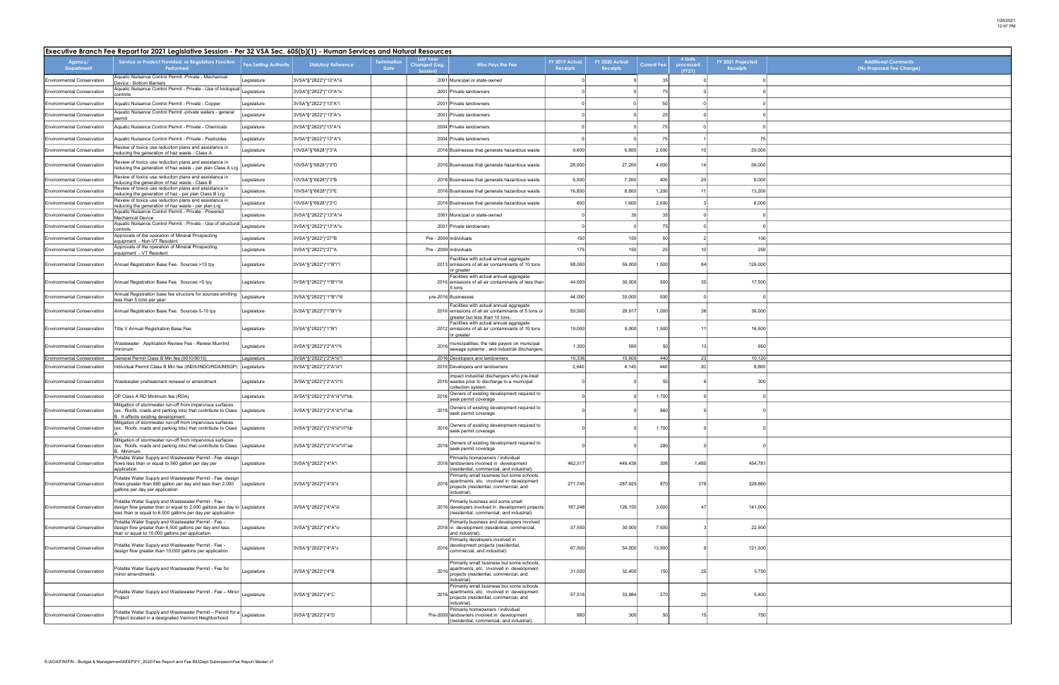## Executive Branch Fee Report for 2021 Legislative Session - Per 32 VSA Sec. 605(b)(1) - Human Services and Natural Resources

| Agency/ Department | Service or Product Provided, or Regulatory Function Performed | Fee Setting Authority | Statutory Reference | Termination Date | Last Year Changed (Leg. Session) | Who Pays the Fee | FY 2019 Actual Receipts | FY 2020 Actual Receipts | Current Fee | # Units processed (FY21) | FY 2021 Projected Receipts | Additional Comments (No Proposed Fee Change) |
|---|---|---|---|---|---|---|---|---|---|---|---|---|
| Environmental Conservation | Aquatic Nuisance Control Permit -Private - Mechanical Device - Bottom Barriers | Legislature | 3VSA*§*2822*j*13*A*iii | | 2001 | Municipal or state-owned | 0 | 0 | 35 | 0 | 0 | |
| Environmental Conservation | Aquatic Nuisance Control Permit - Private - Use of biological controls | Legislature | 3VSA*§*2822*j*13*A*iv | | 2001 | Private landowners | 0 | 0 | 75 | 0 | 0 | |
| Environmental Conservation | Aquatic Nuisance Control Permit - Private - Copper | Legislature | 3VSA*§*2822*j*13*A*i | | 2001 | Private landowners | 0 | 0 | 50 | 0 | 0 | |
| Environmental Conservation | Aquatic Nuisance Control Permit -private waters - general permit | Legislature | 3VSA*§*2822*j*13*A*v | | 2001 | Private landowners | 0 | 0 | 25 | 0 | 0 | |
| Environmental Conservation | Aquatic Nuisance Control Permit - Private - Chemicals | Legislature | 3VSA*§*2822*j*13*A*ii | | 2004 | Private landowners | 0 | 0 | 75 | 0 | 0 | |
| Environmental Conservation | Aquatic Nuisance Control Permit - Private - Pesticides | Legislature | 3VSA*§*2822*j*13*A*ii | | 2004 | Private landowners | 0 | 0 | 75 | 1 | 75 | |
| Environmental Conservation | Review of toxics use reduction plans and assistance in reducing the generation of haz waste - Class A | Legislature | 10VSA*§*6628*j*3*A | | 2016 | Businesses that generate hazardous waste | 9,600 | 6,800 | 2,000 | 10 | 20,000 | |
| Environmental Conservation | Review of toxics use reduction plans and assistance in reducing the generation of haz waste - per plan Class A Lrg | Legislature | 10VSA*§*6628*j*3*D | | 2016 | Businesses that generate hazardous waste | 28,000 | 27,200 | 4,000 | 14 | 56,000 | |
| Environmental Conservation | Review of toxics use reduction plans and assistance in reducing the generation of haz waste - Class B | Legislature | 10VSA*§*6628*j*3*B | | 2016 | Businesses that generate hazardous waste | 6,000 | 7,200 | 400 | 20 | 8,000 | |
| Environmental Conservation | Review of toxics use reduction plans and assistance in reducing the generation of haz - plan Class B Lrg | Legislature | 10VSA*§*6628*j*3*E | | 2016 | Businesses that generate hazardous waste | 16,800 | 8,800 | 1,200 | 11 | 13,200 | |
| Environmental Conservation | Review of toxics use reduction plans and assistance in reducing the generation of haz waste - per plan Lrg | Legislature | 10VSA*§*6628*j*3*C | | 2016 | Businesses that generate hazardous waste | 800 | 1,600 | 2,000 | 3 | 6,000 | |
| Environmental Conservation | Aquatic Nuisance Control Permit - Private - Powered Mechanical Device | Legislature | 3VSA*§*2822*j*13*A*iii | | 2001 | Municipal or state-owned | 0 | 35 | 35 | 0 | 0 | |
| Environmental Conservation | Aquatic Nuisance Control Permit - Private - Use of structural controls | Legislature | 3VSA*§*2822*j*13*A*iv | | 2001 | Private landowners | 0 | 0 | 75 | 0 | 0 | |
| Environmental Conservation | Approvals of the operation of Mineral Prospecting equipment - Non-VT Resident | Legislature | 3VSA*§*2822*j*27*B | | Pre - 2009 | Individuals | 150 | 150 | 50 | 2 | 100 | |
| Environmental Conservation | Approvals of the operation of Mineral Prospecting equipment - VT Resident | Legislature | 3VSA*§*2822*j*27*A | | Pre - 2009 | Individuals | 175 | 150 | 25 | 10 | 250 | |
| Environmental Conservation | Annual Registration Base Fee. Sources >10 tpy | Legislature | 3VSA*§*2822*j*1*B*i*I | | 2013 | Facilities with actual annual aggregate emissions of all air contaminants of 10 tons or greater | 98,000 | 59,000 | 1,500 | 84 | 126,000 | |
| Environmental Conservation | Annual Registration Base Fee. Sources <5 tpy | Legislature | 3VSA*§*2822*j*1*B*i*III | | 2016 | Facilities with actual annual aggregate emissions of all air contaminants of less than 5 tons | 44,000 | 30,000 | 500 | 35 | 17,500 | |
| Environmental Conservation | Annual Registration base fee structure for sources emitting less than 5 tons per year | Legislature | 3VSA*§*2822*j*1*B*i*III | | pre-2016 | Businesses | 44,000 | 30,000 | 500 | 0 | 0 | |
| Environmental Conservation | Annual Registration Base Fee. Sources 5-10 tpy | Legislature | 3VSA*§*2822*j*1*B*i*II | | 2016 | Facilities with actual annual aggregate emissions of all air contaminants of 5 tons or greater but less than 10 tons. | 50,500 | 29,917 | 1,000 | 36 | 36,000 | |
| Environmental Conservation | Title V Annual Registration Base Fee. | Legislature | 3VSA*§*2822*j*1*B*i | | 2012 | Facilities with actual annual aggregate emissions of all air contaminants of 10 tons or greater | 19,000 | 9,000 | 1,500 | 11 | 16,500 | |
| Environmental Conservation | Wastewater Application Review Fee - Renew Muni/Ind minimum | Legislature | 3VSA*§*2822*j*2*A*i*II | | 2016 | municipalities, the rate payers on municipal sewage systems , and industrial dischargers. | 1,300 | 590 | 50 | 13 | 650 | |
| Environmental Conservation | General Permit Class B Min fee (9010/9015) | Legislature | 3VSA*§*2822*j*2*A*iii*I | | 2016 | Developers and landowners | 10,336 | 15,600 | 440 | 23 | 10,120 | |
| Environmental Conservation | Individual Permit Class B Min fee (INDS/INDO/RDA/MSGP) | Legislature | 3VSA*§*2822*j*2*A*iii*I | | 2016 | Developers and landowners | 2,640 | 4,145 | 440 | 20 | 8,800 | |
| Environmental Conservation | Wastewater pretreatment renewal or amendment | Legislature | 3VSA*§*2822*j*2*A*i*II | | 2016 | impact industrial dischargers who pre-treat wastes prior to discharge to a municipal collection system. | 0 | 0 | 50 | 6 | 300 | |
| Environmental Conservation | GP Class A RD Minimum fee (RDA) | Legislature | 3VSA*§*2822*j*2*A*iii*VI*bb | | 2016 | Owners of existing development required to seek permit coverage | 0 | 0 | 1,700 | 0 | 0 | |
| Environmental Conservation | Mitigation of stormwater run-off from impervious surfaces (ex. Roofs, roads and parking lots) that contribute to Class B. It affects existing development. | Legislature | 3VSA*§*2822*j*2*A*iii*VI*aa | | 2016 | Owners of existing development required to seek permit coverage | 0 | 0 | 860 | 0 | 0 | |
| Environmental Conservation | Mitigation of stormwater run-off from impervious surfaces (ex. Roofs, roads and parking lots) that contribute to Class A. | Legislature | 3VSA*§*2822*j*2*A*iii*VI*bb | | 2016 | Owners of existing development required to seek permit coverage | 0 | 0 | 1,700 | 0 | 0 | |
| Environmental Conservation | Mitigation of stormwater run-off from impervious surfaces (ex. Roofs, roads and parking lots) that contribute to Class B. Minimum | Legislature | 3VSA*§*2822*j*2*A*iii*VI*aa | | 2016 | Owners of existing development required to seek permit coverage | 0 | 0 | 280 | 0 | 0 | |
| Environmental Conservation | Potable Water Supply and Wastewater Permit - Fee -design flows less than or equal to 560 gallon per day per application | Legislature | 3VSA*§*2822*j*4*A*i | | 2016 | Primarily homeowners / individual landowners involved in development (residential, commercial, and industrial). | 462,517 | 449,436 | 306 | 1,485 | 454,781 | |
| Environmental Conservation | Potable Water Supply and Wastewater Permit - Fee -design flows greater than 560 gallon per day and less than 2,000 gallons per day per application | Legislature | 3VSA*§*2822*j*4*A*ii | | 2016 | Primarily small business but some schools, apartments, etc. involved in development projects (residential, commercial, and industrial). | 271,745 | 287,925 | 870 | 378 | 328,860 | |
| Environmental Conservation | Potable Water Supply and Wastewater Permit - Fee - design flow greater than or equal to 2,000 gallons per day to less than or equal to 6,500 gallons per day per application | Legislature | 3VSA*§*2822*j*4*A*iii | | 2016 | Primarily business and some small developers involved in development projects (residential, commercial, and industrial). | 187,248 | 126,150 | 3,000 | 47 | 141,000 | |
| Environmental Conservation | Potable Water Supply and Wastewater Permit - Fee - design flow greater than 6,500 gallons per day and less than or equal to 10,000 gallons per application | Legislature | 3VSA*§*2822*j*4*A*iv | | 2016 | Primarily business and developers involved in development (residential, commercial, and industrial). | 37,500 | 30,000 | 7,500 | 3 | 22,500 | |
| Environmental Conservation | Potable Water Supply and Wastewater Permit - Fee - design flow greater than 10,000 gallons per application | Legislature | 3VSA*§*2822*j*4*A*v | | 2016 | Primarily developers involved in development projects (residential, commercial and industrial). | 67,500 | 54,000 | 13,500 | 9 | 121,500 | |
| Environmental Conservation | Potable Water Supply and Wastewater Permit - Fee for minor amendments | Legislature | 3VSA*§*2822*j*4*B | | 2016 | Primarily small business but some schools, apartments, etc. involved in development projects (residential, commercial, and industrial). | 31,020 | 32,400 | 150 | 25 | 3,750 | |
| Environmental Conservation | Potable Water Supply and Wastewater Permit - Fee – Minor Project | Legislature | 3VSA*§*2822*j*4*C | | 2016 | Primarily small business but some schools, apartments, etc. involved in development projects (residential, commercial, and industrial). | 57,516 | 33,984 | 270 | 20 | 5,400 | |
| Environmental Conservation | Potable Water Supply and Wastewater Permit – Permit for a Project located in a designated Vermont Neighborhood | Legislature | 3VSA*§*2822*j*4*D | | Pre-2009 | Primarily homeowners / individual landowners involved in development (residential, commercial, and industrial). | 880 | 300 | 50 | 15 | 750 | |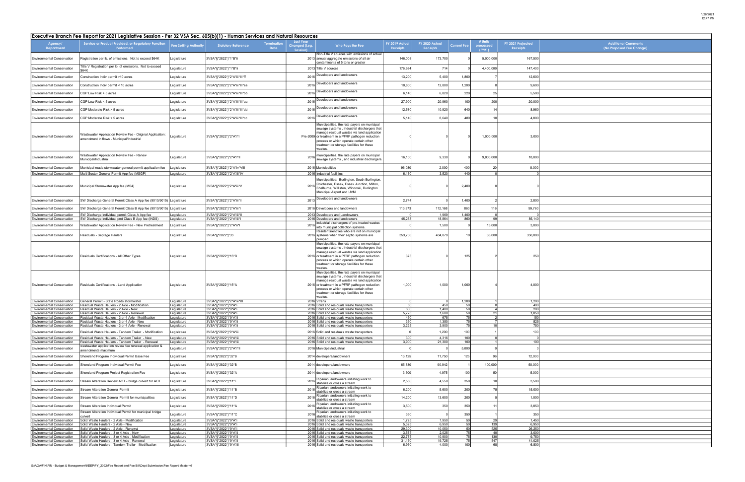## Executive Branch Fee Report for 2021 Legislative Session - Per 32 VSA Sec. 605(b)(1) - Human Services and Natural Resources

| Agency/ Department | Service or Product Provided, or Regulatory Function Performed | Fee Setting Authority | Statutory Reference | Termination Date | Last Year Changed (Leg. Session) | Who Pays the Fee | FY 2019 Actual Receipts | FY 2020 Actual Receipts | Current Fee | # Units processed (FY21) | FY 2021 Projected Receipts | Additional Comments (No Proposed Fee Change) |
|---|---|---|---|---|---|---|---|---|---|---|---|---|
| Environmental Conservation | Registration per lb. of emissions. Not to exceed $64K | Legislature | 3VSA*§*2822*j*1*B*ii | | 2013 | Non-Title V sources with emissions of actual annual aggregate emissions of all air contaminants of 5 tons or greater | 146,008 | 173,700 | 0 | 5,000,000 | 167,500 | |
| Environmental Conservation | Title V Registration per lb. of emissions. Not to exceed $64K | Legislature | 3VSA*§*2822*j*1*B*ii | | 2013 | Title V sources | 176,684 | 714 | 0 | 4,400,000 | 147,400 | |
| Environmental Conservation | Construction Indiv permit >10 acres | Legislature | 3VSA*§*2822*j*2*A*iii*III*ff | | 2016 | Developers and landowners | 13,200 | 5,400 | 1,800 | 7 | 12,600 | |
| Environmental Conservation | Construction Indiv permit < 10 acres | Legislature | 3VSA*§*2822*j*2*A*iii*III*ee | | 2016 | Developers and landowners | 10,800 | 12,800 | 1,200 | 8 | 9,600 | |
| Environmental Conservation | CGP Low Risk > 5 acres | Legislature | 3VSA*§*2822*j*2*A*iii*III*bb | | 2016 | Developers and landowners | 6,140 | 6,820 | 220 | 25 | 5,500 | |
| Environmental Conservation | CGP Low Risk < 5 acres | Legislature | 3VSA*§*2822*j*2*A*iii*III*aa | | 2016 | Developers and landowners | 27,900 | 20,960 | 100 | 200 | 20,000 | |
| Environmental Conservation | CGP Moderate Risk > 5 acres | Legislature | 3VSA*§*2822*j*2*A*iii*III*dd | | 2016 | Developers and landowners | 12,580 | 10,920 | 640 | 14 | 8,960 | |
| Environmental Conservation | CGP Moderate Risk < 5 acres | Legislature | 3VSA*§*2822*j*2*A*iii*III*cc | | 2016 | Developers and landowners | 5,140 | 8,640 | 480 | 10 | 4,800 | |
| Environmental Conservation | Wastewater Application Review Fee - Original Application; amendment in flows - Municipal/Industrial | Legislature | 3VSA*§*2822*j*2*A*i*I | | Pre-2009 | Municipalities, the rate payers on municipal sewage systems , industrial dischargers that manage residual wastes via land application or treatment in a PFRP pathogen reduction process or which operate certain other treatment or storage facilities for these wastes. | 0 | 0 | 0 | 1,000,000 | 3,000 | |
| Environmental Conservation | Wastewater Application Review Fee - Renew Municipal/Industrial | Legislature | 3VSA*§*2822*j*2*A*i*II | | 2016 | municipalities, the rate payers on municipal sewage systems , and industrial dischargers. | 16,100 | 9,330 | 0 | 9,000,000 | 18,000 | |
| Environmental Conservation | Municipal roads stormwater general permit application fee | Legislature | 3VSA*§*2822*j*2*A*iv*VIII | | 2016 | Municipalities | 96,080 | 2,000 | 400 | 20 | 8,000 | |
| Environmental Conservation | Multi Sector General Permit App fee (MSGP) | Legislature | 3VSA*§*2822*j*2*A*iii*IV | | 2016 | Industrial facilities | 6,160 | 3,520 | 440 | 0 | 0 | |
| Environmental Conservation | Municipal Stormwater App fee (MS4) | Legislature | 3VSA*§*2822*j*2*A*iii*V | | 2016 | Municipalities: Burlington, South Burlington, Colchester, Essex, Essex Junction, Milton, Shelburne, Williston, Winooski, Burlington Municipal Airport and UVM | 0 | 0 | 2,400 | 0 | 0 | |
| Environmental Conservation | SW Discharge General Permit Class A App fee (9010/9015) | Legislature | 3VSA*§*2822*j*2*A*iii*II | | 2013 | Developers and landowners | 2,744 | 0 | 1,400 | 2 | 2,800 | |
| Environmental Conservation | SW Discharge General Permit Class B App fee (9010/9015) | Legislature | 3VSA*§*2822*j*2*A*iii*I | | 2016 | Developers and landowners | 113,373 | 112,168 | 860 | 116 | 99,760 | |
| Environmental Conservation | SW Discharge Individual permit Class A App fee | Legislature | 3VSA*§*2822*j*2*A*iii*II | | 2013 | Developers and Landowners | 0 | 1,969 | 1,400 | 0 | 0 | |
| Environmental Conservation | SW Discharge Individual pmt Class B App fee (INDS) | Legislature | 3VSA*§*2822*j*2*A*iii*I | | 2016 | Developers and landowners | 45,288 | 18,864 | 860 | 99 | 85,140 | |
| Environmental Conservation | Wastewater Application Review Fee - New Pretreatment | Legislature | 3VSA*§*2822*j*2*A*i*I | | 2016 | industrial dischargers of pre-treated wastes into municipal collection systems. | 0 | 1,500 | 0 | 15,000 | 3,000 | |
| Environmental Conservation | Residuals - Septage Haulers | Legislature | 3VSA*§*2822*j*33 | | 2016 | Residents/entities who are not on municipal systems when their septic systems are pumped. | 353,706 | 434,079 | 10 | 35,000 | 350,000 | |
| Environmental Conservation | Residuals Certifications - All Other Types | Legislature | 3VSA*§*2822*j*15*B | | 2016 | Municipalities, the rate payers on municipal sewage systems , industrial dischargers that manage residual wastes via land application or treatment in a PFRP pathogen reduction process or which operate certain other treatment or storage facilities for these wastes. | 375 | 0 | 125 | 2 | 250 | |
| Environmental Conservation | Residuals Certifications - Land Application | Legislature | 3VSA*§*2822*j*15*A | | 2016 | Municipalities, the rate payers on municipal sewage systems , industrial dischargers that manage residual wastes via land application or treatment in a PFRP pathogen reduction process or which operate certain other treatment or storage facilities for these wastes. | 1,000 | 1,000 | 1,000 | 4 | 4,000 | |
| Environmental Conservation | General Permit - State Roads stormwater | Legislature | 3VSA*§*2822*j*2*A*iii*IX | | 2016 | Vtrans | 0 | 0 | 1,200 | 1 | 1,200 | |
| Environmental Conservation | Residual Waste Haulers - 2 Axle - Modification | Legislature | 3VSA*§*2822*j*9*A*i | | 2016 | Solid and residuals waste transporters | 50 | 450 | 50 | 8 | 400 | |
| Environmental Conservation | Residual Waste Haulers - 2 Axle - New | Legislature | 3VSA*§*2822*j*9*A*i | | 2016 | Solid and residuals waste transporters | 600 | 1,400 | 50 | 4 | 200 | |
| Environmental Conservation | Residual Waste Haulers - 2 Axle - Renewal | Legislature | 3VSA*§*2822*j*9*A*i | | 2016 | Solid and residuals waste transporters | 5,725 | 1,600 | 50 | 21 | 1,050 | |
| Environmental Conservation | Residual Waste Haulers - 3 or 4 Axle - Modification | Legislature | 3VSA*§*2822*j*9*A*ii | | 2016 | Solid and residuals waste transporters | 450 | 675 | 75 | 2 | 150 | |
| Environmental Conservation | Residual Waste Haulers - 3 or 4 Axle - New | Legislature | 3VSA*§*2822*j*9*A*ii | | 2016 | Solid and residuals waste transporters | 350 | 1,350 | 75 | 7 | 525 | |
| Environmental Conservation | Residual Waste Haulers - 3 or 4 Axle - Renewal | Legislature | 3VSA*§*2822*j*9*A*ii | | 2016 | Solid and residuals waste transporters | 3,225 | 3,900 | 75 | 10 | 750 | |
| Environmental Conservation | Residual Waste Haulers - Tandem Trailer - Modification | Legislature | 3VSA*§*2822*j*9*A*iii | | 2016 | Solid and residuals waste transporters | 0 | 1,200 | 100 | 1 | 100 | |
| Environmental Conservation | Residual Waste Haulers - Tandem Trailer - New | Legislature | 3VSA*§*2822*j*9*A*iii | | 2016 | Solid and residuals waste transporters | 300 | 4,316 | 100 | 0 | 0 | |
| Environmental Conservation | Residual Waste Haulers - Tandem Trailer - Renewal | Legislature | 3VSA*§*2822*j*9*A*iii | | 2016 | Solid and residuals waste transporters | 3,900 | 21,300 | 100 | 1 | 100 | |
| Environmental Conservation | wastewater application review fee renewal application & amendments maximum | Legislature | 3VSA*§*2822*j*2*A*i*II | | 2016 | Municipal/Industrial | 0 | 0 | 5,000 | 0 | 0 | |
| Environmental Conservation | Shoreland Program Individual Permit Base Fee | Legislature | 3VSA*§*2822*j*32*B | | 2014 | developers/landowners | 13,125 | 11,750 | 125 | 96 | 12,000 | |
| Environmental Conservation | Shoreland Program Individual Permit Fee | Legislature | 3VSA*§*2822*j*32*B | | 2014 | developers/landowners | 65,830 | 90,942 | 1 | 100,000 | 50,000 | |
| Environmental Conservation | Shoreland Program Project Registration Fee | Legislature | 3VSA*§*2822*j*32*A | | 2014 | developers/landowners | 3,500 | 4,975 | 100 | 50 | 5,000 | |
| Environmental Conservation | Stream Alteration Review AOT - bridge culvert for AOT | Legislature | 3VSA*§*2822*j*11*E | | 2016 | Riparian landowners initiating work to stabilize or cross a stream | 2,550 | 4,550 | 350 | 10 | 3,500 | |
| Environmental Conservation | Stream Alteration General Permit | Legislature | 3VSA*§*2822*j*11*B | | 2016 | Riparian landowners initiating work to stabilize or cross a stream | 6,200 | 5,600 | 200 | 75 | 15,000 | |
| Environmental Conservation | Stream Alteration General Permit for municipalities | Legislature | 3VSA*§*2822*j*11*D | | 2016 | Riparian landowners initiating work to stabilize or cross a stream | 14,200 | 13,600 | 200 | 5 | 1,000 | |
| Environmental Conservation | Stream Alteration Individual Permit | Legislature | 3VSA*§*2822*j*11*A | | 2016 | Riparian landowners initiating work to stabilize or cross a stream | 3,500 | 350 | 350 | 11 | 3,850 | |
| Environmental Conservation | Stream Alteration Individual Permit for municipal bridge culvert | Legislature | 3VSA*§*2822*j*11*C | | 2016 | Riparian landowners initiating work to stabilize or cross a stream | 350 | 0 | 350 | 1 | 350 | |
| Environmental Conservation | Solid Waste Haulers - 2 Axle - Modification | Legislature | 3VSA*§*2822*j*9*A*i | | 2016 | Solid and residuals waste transporters | 1,725 | 1,950 | 50 | 29 | 1,450 | |
| Environmental Conservation | Solid Waste Haulers - 2 Axle - New | Legislature | 3VSA*§*2822*j*9*A*i | | 2016 | Solid and residuals waste transporters | 5,325 | 6,950 | 50 | 139 | 6,950 | |
| Environmental Conservation | Solid Waste Haulers - 2 Axle - Renewal | Legislature | 3VSA*§*2822*j*9*A*i | | 2016 | Solid and residuals waste transporters | 29,300 | 10,050 | 50 | 525 | 26,250 | |
| Environmental Conservation | Solid Waste Haulers - 3 or 4 Axle - New | Legislature | 3VSA*§*2822*j*9*A*ii | | 2016 | Solid and residuals waste transporters | 3,575 | 2,025 | 75 | 40 | 3,000 | |
| Environmental Conservation | Solid Waste Haulers - 3 or 4 Axle - Modification | Legislature | 3VSA*§*2822*j*9*A*ii | | 2016 | Solid and residuals waste transporters | 22,775 | 10,900 | 75 | 130 | 9,750 | |
| Environmental Conservation | Solid Waste Haulers - 3 or 4 Axle - Renewal | Legislature | 3VSA*§*2822*j*9*A*ii | | 2016 | Solid and residuals waste transporters | 31,150 | 19,725 | 75 | 547 | 41,025 | |
| Environmental Conservation | Solid Waste Haulers - Tandem Trailer - Modification | Legislature | 3VSA*§*2822*j*9*A*iii | | 2016 | Solid and residuals waste transporters | 6,950 | 4,000 | 100 | 68 | 6,800 | |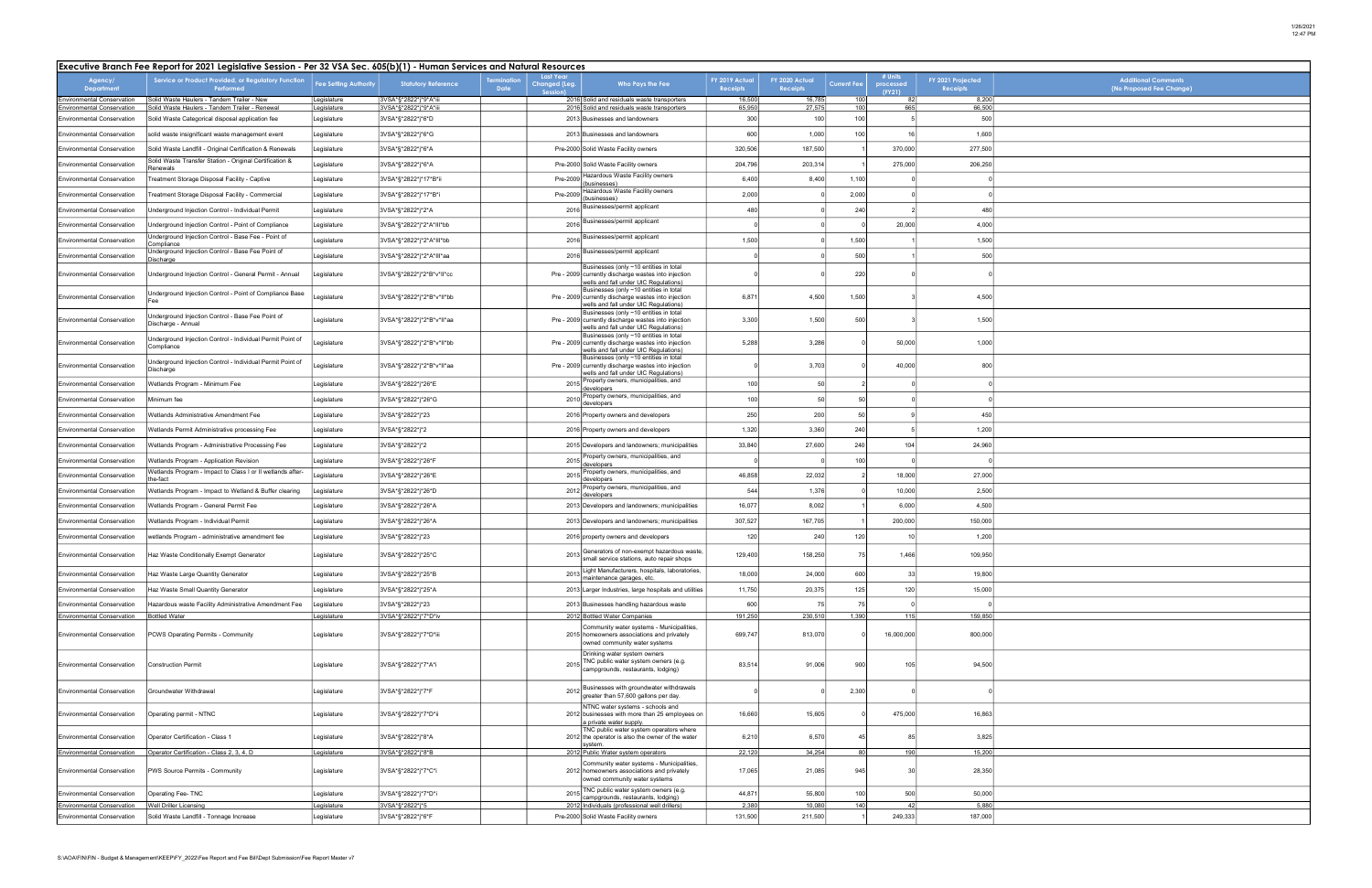## Executive Branch Fee Report for 2021 Legislative Session - Per 32 VSA Sec. 605(b)(1) - Human Services and Natural Resources

| Agency/ Department | Service or Product Provided, or Regulatory Function Performed | Fee Setting Authority | Statutory Reference | Termination Date | Last Year Changed (Leg. Session) | Who Pays the Fee | FY 2019 Actual Receipts | FY 2020 Actual Receipts | Current Fee | # Units processed (FY21) | FY 2021 Projected Receipts | Additional Comments (No Proposed Fee Change) |
|---|---|---|---|---|---|---|---|---|---|---|---|---|
| Environmental Conservation | Solid Waste Haulers - Tandem Trailer - New | Legislature | 3VSA*§"2822"j"9"A"iii | | 2016 | Solid and residuals waste transporters | 16,500 | 16,785 | 100 | 82 | 8,200 | |
| Environmental Conservation | Solid Waste Haulers - Tandem Trailer - Renewal | Legislature | 3VSA*§"2822"j"9"A"iii | | 2016 | Solid and residuals waste transporters | 65,950 | 27,575 | 100 | 665 | 66,500 | |
| Environmental Conservation | Solid Waste Categorical disposal application fee | Legislature | 3VSA*§"2822"j"6"D | | 2013 | Businesses and landowners | 300 | 100 | 100 | 5 | 500 | |
| Environmental Conservation | solid waste insignificant waste management event | Legislature | 3VSA*§"2822"j"6"G | | 2013 | Businesses and landowners | 600 | 1,000 | 100 | 16 | 1,600 | |
| Environmental Conservation | Solid Waste Landfill - Original Certification & Renewals | Legislature | 3VSA*§"2822"j"6"A | | Pre-2000 | Solid Waste Facility owners | 320,506 | 187,500 | 1 | 370,000 | 277,500 | |
| Environmental Conservation | Solid Waste Transfer Station - Original Certification & Renewals | Legislature | 3VSA*§"2822"j"6"A | | Pre-2000 | Solid Waste Facility owners | 204,796 | 203,314 | 1 | 275,000 | 206,250 | |
| Environmental Conservation | Treatment Storage Disposal Facility - Captive | Legislature | 3VSA*§"2822"j"17"B"ii | | Pre-2000 | Hazardous Waste Facility owners (businesses) | 6,400 | 8,400 | 1,100 | 0 | 0 | |
| Environmental Conservation | Treatment Storage Disposal Facility - Commercial | Legislature | 3VSA*§"2822"j"17"B"i | | Pre-2000 | Hazardous Waste Facility owners (businesses) | 2,000 | 0 | 2,000 | 0 | 0 | |
| Environmental Conservation | Underground Injection Control - Individual Permit | Legislature | 3VSA*§"2822"j"2"A | | 2016 | Businesses/permit applicant | 480 | 0 | 240 | 2 | 480 | |
| Environmental Conservation | Underground Injection Control - Point of Compliance | Legislature | 3VSA*§"2822"j"2"A"III"bb | | 2016 | Businesses/permit applicant | 0 | 0 | 0 | 20,000 | 4,000 | |
| Environmental Conservation | Underground Injection Control - Base Fee - Point of Compliance | Legislature | 3VSA*§"2822"j"2"A"III"bb | | 2016 | Businesses/permit applicant | 1,500 | 0 | 1,500 | 1 | 1,500 | |
| Environmental Conservation | Underground Injection Control - Base Fee Point of Discharge | Legislature | 3VSA*§"2822"j"2"A"III"aa | | 2016 | Businesses/permit applicant | 0 | 0 | 500 | 1 | 500 | |
| Environmental Conservation | Underground Injection Control - General Permit - Annual | Legislature | 3VSA*§"2822"j"2"B"v"II"cc | | Pre - 2009 | Businesses (only ~10 entities in total currently discharge wastes into injection wells and fall under UIC Regulations) | 0 | 0 | 220 | 0 | 0 | |
| Environmental Conservation | Underground Injection Control - Point of Compliance Base Fee | Legislature | 3VSA*§"2822"j"2"B"v"II"bb | | Pre - 2009 | Businesses (only ~10 entities in total currently discharge wastes into injection wells and fall under UIC Regulations) | 6,871 | 4,500 | 1,500 | 3 | 4,500 | |
| Environmental Conservation | Underground Injection Control - Base Fee Point of Discharge - Annual | Legislature | 3VSA*§"2822"j"2"B"v"II"aa | | Pre - 2009 | Businesses (only ~10 entities in total currently discharge wastes into injection wells and fall under UIC Regulations) | 3,300 | 1,500 | 500 | 3 | 1,500 | |
| Environmental Conservation | Underground Injection Control - Individual Permit Point of Compliance | Legislature | 3VSA*§"2822"j"2"B"v"II"bb | | Pre - 2009 | Businesses (only ~10 entities in total currently discharge wastes into injection wells and fall under UIC Regulations) | 5,288 | 3,286 | 0 | 50,000 | 1,000 | |
| Environmental Conservation | Underground Injection Control - Individual Permit Point of Discharge | Legislature | 3VSA*§"2822"j"2"B"v"II"aa | | Pre - 2009 | Businesses (only ~10 entities in total currently discharge wastes into injection wells and fall under UIC Regulations) | 0 | 3,703 | 0 | 40,000 | 800 | |
| Environmental Conservation | Wetlands Program - Minimum Fee | Legislature | 3VSA*§"2822"j"26"E | | 2010 | Property owners, municipalities, and developers | 100 | 50 | 2 | 0 | 0 | |
| Environmental Conservation | Minimum fee | Legislature | 3VSA*§"2822"j"26"G | | 2010 | Property owners, municipalities, and developers | 100 | 50 | 50 | 0 | 0 | |
| Environmental Conservation | Wetlands Administrative Amendment Fee | Legislature | 3VSA*§"2822"j"23 | | 2016 | Property owners and developers | 250 | 200 | 50 | 9 | 450 | |
| Environmental Conservation | Wetlands Permit Administrative processing Fee | Legislature | 3VSA*§"2822"j"2 | | 2016 | Property owners and developers | 1,320 | 3,360 | 240 | 5 | 1,200 | |
| Environmental Conservation | Wetlands Program - Administrative Processing Fee | Legislature | 3VSA*§"2822"j"2 | | 2015 | Developers and landowners; municipalities | 33,840 | 27,600 | 240 | 104 | 24,960 | |
| Environmental Conservation | Wetlands Program - Application Revision | Legislature | 3VSA*§"2822"j"26"F | | 2015 | Property owners, municipalities, and developers | 0 | 0 | 100 | 0 | 0 | |
| Environmental Conservation | Wetlands Program - Impact to Class I or II wetlands after-the-fact | Legislature | 3VSA*§"2822"j"26"E | | 2012 | Property owners, municipalities, and developers | 46,858 | 22,032 | 2 | 18,000 | 27,000 | |
| Environmental Conservation | Wetlands Program - Impact to Wetland & Buffer clearing | Legislature | 3VSA*§"2822"j"26"D | | 2012 | Property owners, municipalities, and developers | 544 | 1,376 | 0 | 10,000 | 2,500 | |
| Environmental Conservation | Wetlands Program - General Permit Fee | Legislature | 3VSA*§"2822"j"26"A | | 2013 | Developers and landowners; municipalities | 16,077 | 8,002 | 1 | 6,000 | 4,500 | |
| Environmental Conservation | Wetlands Program - Individual Permit | Legislature | 3VSA*§"2822"j"26"A | | 2013 | Developers and landowners; municipalities | 307,527 | 167,705 | 1 | 200,000 | 150,000 | |
| Environmental Conservation | wetlands Program - administrative amendment fee | Legislature | 3VSA*§"2822"j"23 | | 2016 | property owners and developers | 120 | 240 | 120 | 10 | 1,200 | |
| Environmental Conservation | Haz Waste Conditionally Exempt Generator | Legislature | 3VSA*§"2822"j"25"C | | 2013 | Generators of non-exempt hazardous waste, small service stations, auto repair shops | 129,400 | 158,250 | 75 | 1,466 | 109,950 | |
| Environmental Conservation | Haz Waste Large Quantity Generator | Legislature | 3VSA*§"2822"j"25"B | | 2013 | Light Manufacturers, hospitals, laboratories, maintenance garages, etc. | 18,000 | 24,000 | 600 | 33 | 19,800 | |
| Environmental Conservation | Haz Waste Small Quantity Generator | Legislature | 3VSA*§"2822"j"25"A | | 2013 | Larger Industries, large hospitals and utilities | 11,750 | 20,375 | 125 | 120 | 15,000 | |
| Environmental Conservation | Hazardous waste Facility Administrative Amendment Fee | Legislature | 3VSA*§"2822"j"23 | | 2013 | Businesses handling hazardous waste | 600 | 75 | 75 | 0 | 0 | |
| Environmental Conservation | Bottled Water | Legislature | 3VSA*§"2822"j"7"D"iv | | 2012 | Bottled Water Companies | 191,250 | 230,510 | 1,390 | 115 | 159,850 | |
| Environmental Conservation | PCWS Operating Permits - Community | Legislature | 3VSA*§"2822"j"7"D"iii | | 2015 | Community water systems - Municipalities, homeowners associations and privately owned community water systems | 699,747 | 813,070 | 0 | 16,000,000 | 800,000 | |
| Environmental Conservation | Construction Permit | Legislature | 3VSA*§"2822"j"7"A"i | | 2015 | Drinking water system owners TNC public water system owners (e.g. campgrounds, restaurants, lodging) | 83,514 | 91,006 | 900 | 105 | 94,500 | |
| Environmental Conservation | Groundwater Withdrawal | Legislature | 3VSA*§"2822"j"7"F | | 2012 | Businesses with groundwater withdrawals greater than 57,600 gallons per day. | 0 | 0 | 2,300 | 0 | 0 | |
| Environmental Conservation | Operating permit - NTNC | Legislature | 3VSA*§"2822"j"7"D"ii | | 2012 | NTNC water systems - schools and businesses with more than 25 employees on a private water supply. | 16,660 | 15,605 | 0 | 475,000 | 16,863 | |
| Environmental Conservation | Operator Certification - Class 1 | Legislature | 3VSA*§"2822"j"8"A | | 2012 | TNC public water system operators where the operator is also the owner of the water system. | 6,210 | 6,570 | 45 | 85 | 3,825 | |
| Environmental Conservation | Operator Certification - Class 2, 3, 4, D | Legislature | 3VSA*§"2822"j"8"B | | 2012 | Public Water system operators | 22,120 | 34,254 | 80 | 190 | 15,200 | |
| Environmental Conservation | PWS Source Permits - Community | Legislature | 3VSA*§"2822"j"7"C"i | | 2012 | Community water systems - Municipalities, homeowners associations and privately owned community water systems | 17,065 | 21,085 | 945 | 30 | 28,350 | |
| Environmental Conservation | Operating Fee- TNC | Legislature | 3VSA*§"2822"j"7"D"i | | 2015 | TNC public water system owners (e.g. campgrounds, restaurants, lodging) | 44,871 | 55,800 | 100 | 500 | 50,000 | |
| Environmental Conservation | Well Driller Licensing | Legislature | 3VSA*§"2822"j"5 | | 2012 | Individuals (professional well drillers) | 2,380 | 10,080 | 140 | 42 | 5,880 | |
| Environmental Conservation | Solid Waste Landfill - Tonnage Increase | Legislature | 3VSA*§"2822"j"6"F | | Pre-2000 | Solid Waste Facility owners | 131,500 | 211,500 | 1 | 249,333 | 187,000 | |

S:\AOA\FIN\FIN - Budget & Management\KEEP\FY_2022\Fee Report and Fee Bill\Dept Submission\Fee Report Master v7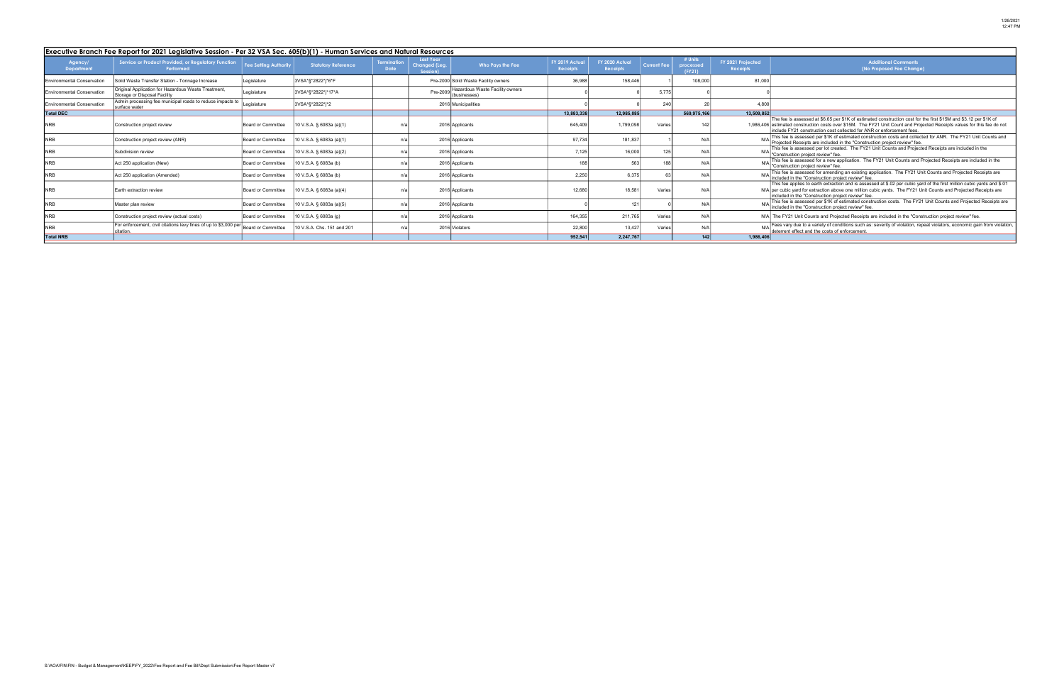# Executive Branch Fee Report for 2021 Legislative Session - Per 32 VSA Sec. 605(b)(1) - Human Services and Natural Resources

| Agency/ Department | Service or Product Provided, or Regulatory Function Performed | Fee Setting Authority | Statutory Reference | Termination Date | Last Year Changed (Leg. Session) | Who Pays the Fee | FY 2019 Actual Receipts | FY 2020 Actual Receipts | Current Fee | # Units processed (FY21) | FY 2021 Projected Receipts | Additional Comments (No Proposed Fee Change) |
|---|---|---|---|---|---|---|---|---|---|---|---|---|
| Environmental Conservation | Solid Waste Transfer Station - Tonnage Increase | Legislature | 3VSA*§*2822*j*6*F | | Pre-2000 | Solid Waste Facility owners | 36,988 | 158,446 | 1 | 108,000 | 81,000 | |
| Environmental Conservation | Original Application for Hazardous Waste Treatment, Storage or Disposal Facility | Legislature | 3VSA*§*2822*j*17*A | | Pre-2009 | Hazardous Waste Facility owners (businesses) | 0 | 0 | 5,775 | 0 | 0 | |
| Environmental Conservation | Admin processing fee municipal roads to reduce impacts to surface water | Legislature | 3VSA*§*2822*j*2 | | 2016 | Municipalities | 0 | 0 | 240 | 20 | 4,800 | |
| **Total DEC** | | | | | | | **13,883,338** | **12,985,085** | | **569,975,166** | **13,509,852** | |
| NRB | Construction project review | Board or Committee | 10 V.S.A. § 6083a (a)(1) | n/a | 2016 | Applicants | 645,409 | 1,799,098 | Varies | 142 | 1,986,406 | The fee is assessed at $6.65 per $1K of estimated construction cost for the first $15M and $3.12 per $1K of estimated construction costs over $15M. The FY21 Unit Count and Projected Receipts values for this fee do not include FY21 construction cost collected for ANR or enforcement fees. |
| NRB | Construction project review (ANR) | Board or Committee | 10 V.S.A. § 6083a (a)(1) | n/a | 2016 | Applicants | 97,734 | 181,837 | 1 | N/A | N/A | This fee is assessed per $1K of estimated construction costs and collected for ANR. The FY21 Unit Counts and Projected Receipts are included in the "Construction project review" fee. |
| NRB | Subdivision review | Board or Committee | 10 V.S.A. § 6083a (a)(2) | n/a | 2016 | Applicants | 7,125 | 16,000 | 125 | N/A | N/A | This fee is assessed per lot created. The FY21 Unit Counts and Projected Receipts are included in the "Construction project review" fee. |
| NRB | Act 250 application (New) | Board or Committee | 10 V.S.A. § 6083a (b) | n/a | 2016 | Applicants | 188 | 563 | 188 | N/A | N/A | This fee is assessed for a new application. The FY21 Unit Counts and Projected Receipts are included in the "Construction project review" fee. |
| NRB | Act 250 application (Amended) | Board or Committee | 10 V.S.A. § 6083a (b) | n/a | 2016 | Applicants | 2,250 | 6,375 | 63 | N/A | N/A | This fee is assessed for amending an existing application. The FY21 Unit Counts and Projected Receipts are included in the "Construction project review" fee. |
| NRB | Earth extraction review | Board or Committee | 10 V.S.A. § 6083a (a)(4) | n/a | 2016 | Applicants | 12,680 | 18,581 | Varies | N/A | N/A | This fee applies to earth extraction and is assessed at $.02 per cubic yard of the first million cubic yards and $.01 per cubic yard for extraction above one million cubic yards. The FY21 Unit Counts and Projected Receipts are included in the "Construction project review" fee. |
| NRB | Master plan review | Board or Committee | 10 V.S.A. § 6083a (a)(5) | n/a | 2016 | Applicants | 0 | 121 | 0 | N/A | N/A | This fee is assessed per $1K of estimated construction costs. The FY21 Unit Counts and Projected Receipts are included in the "Construction project review" fee. |
| NRB | Construction project review (actual costs) | Board or Committee | 10 V.S.A. § 6083a (g) | n/a | 2016 | Applicants | 164,355 | 211,765 | Varies | N/A | N/A | The FY21 Unit Counts and Projected Receipts are included in the "Construction project review" fee. |
| NRB | For enforcement, civil citations levy fines of up to $3,000 per citation. | Board or Committee | 10 V.S.A. Chs. 151 and 201 | n/a | 2016 | Violators | 22,800 | 13,427 | Varies | N/A | N/A | Fees vary due to a variety of conditions such as: severity of violation, repeat violators, economic gain from violation, deterrent effect and the costs of enforcement. |
| **Total NRB** | | | | | | | **952,541** | **2,247,767** | | **142** | **1,986,406** | |